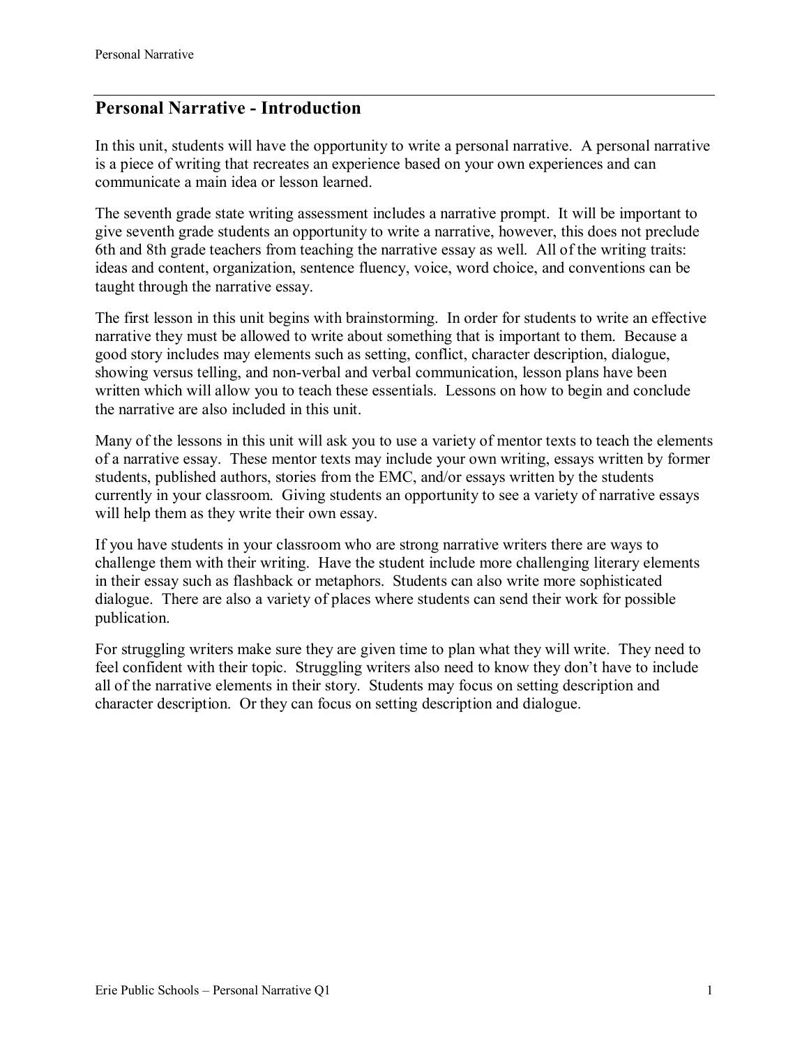## Personal Narrative - Introduction

In this unit, students will have the opportunity to write a personal narrative. A personal narrative is a piece of writing that recreates an experience based on your own experiences and can communicate a main idea or lesson learned.

The seventh grade state writing assessment includes a narrative prompt. It will be important to give seventh grade students an opportunity to write a narrative, however, this does not preclude 6th and 8th grade teachers from teaching the narrative essay as well. All of the writing traits: ideas and content, organization, sentence fluency, voice, word choice, and conventions can be taught through the narrative essay.

The first lesson in this unit begins with brainstorming. In order for students to write an effective narrative they must be allowed to write about something that is important to them. Because a good story includes may elements such as setting, conflict, character description, dialogue, showing versus telling, and non-verbal and verbal communication, lesson plans have been written which will allow you to teach these essentials. Lessons on how to begin and conclude the narrative are also included in this unit.

Many of the lessons in this unit will ask you to use a variety of mentor texts to teach the elements of a narrative essay. These mentor texts may include your own writing, essays written by former students, published authors, stories from the EMC, and/or essays written by the students currently in your classroom. Giving students an opportunity to see a variety of narrative essays will help them as they write their own essay.

If you have students in your classroom who are strong narrative writers there are ways to challenge them with their writing. Have the student include more challenging literary elements in their essay such as flashback or metaphors. Students can also write more sophisticated dialogue. There are also a variety of places where students can send their work for possible publication.

For struggling writers make sure they are given time to plan what they will write. They need to feel confident with their topic. Struggling writers also need to know they don't have to include all of the narrative elements in their story. Students may focus on setting description and character description. Or they can focus on setting description and dialogue.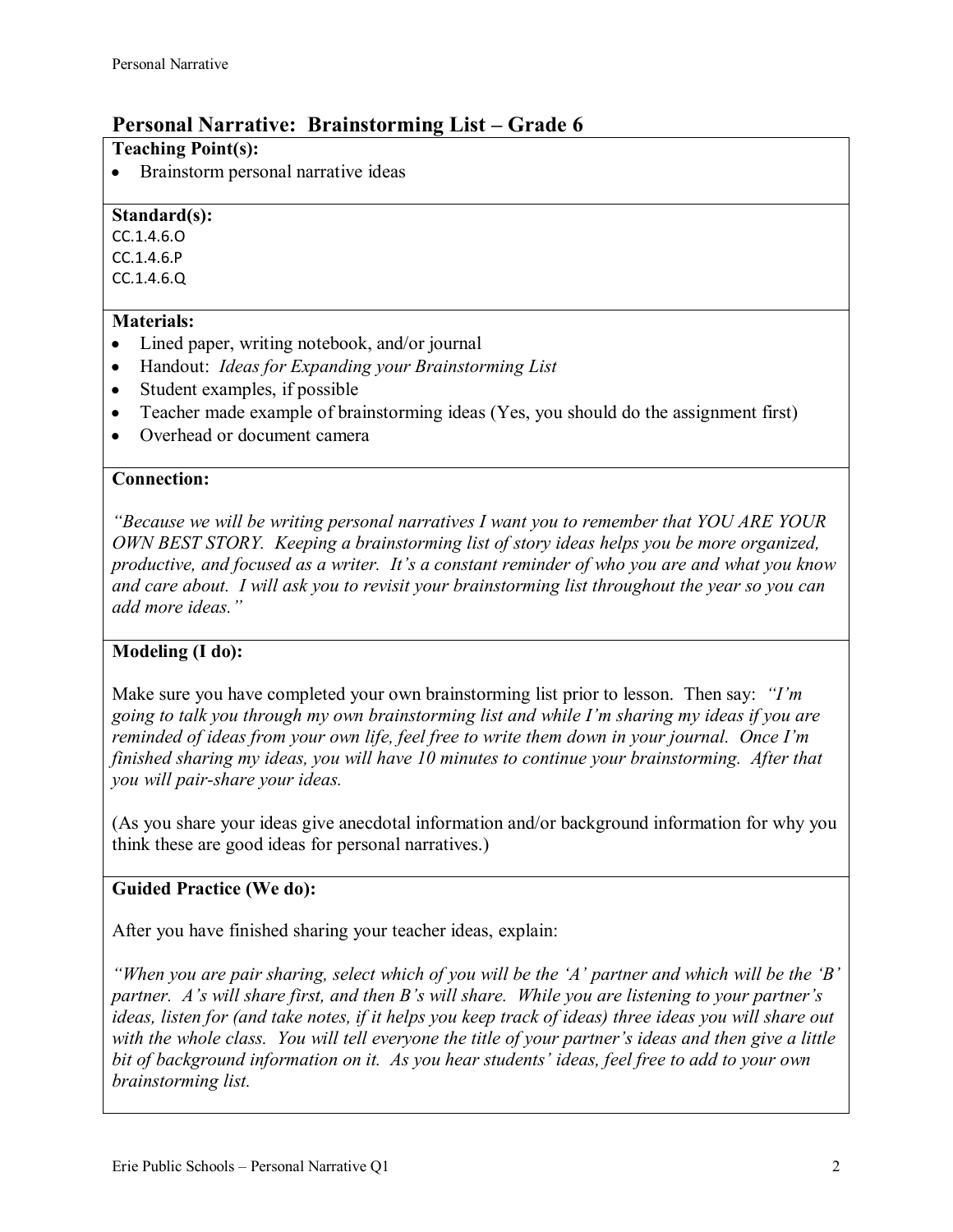## Personal Narrative: Brainstorming List – Grade 6

**Teaching Point(s):**

- Brainstorm personal narrative ideas

**Standard(s):**

CC.1.4.6.O
CC.1.4.6.P
CC.1.4.6.Q

**Materials:**

- Lined paper, writing notebook, and/or journal
- Handout: *Ideas for Expanding your Brainstorming List*
- Student examples, if possible
- Teacher made example of brainstorming ideas (Yes, you should do the assignment first)
- Overhead or document camera

**Connection:**

*"Because we will be writing personal narratives I want you to remember that YOU ARE YOUR OWN BEST STORY. Keeping a brainstorming list of story ideas helps you be more organized, productive, and focused as a writer. It's a constant reminder of who you are and what you know and care about. I will ask you to revisit your brainstorming list throughout the year so you can add more ideas."*

**Modeling (I do):**

Make sure you have completed your own brainstorming list prior to lesson. Then say: *"I'm going to talk you through my own brainstorming list and while I'm sharing my ideas if you are reminded of ideas from your own life, feel free to write them down in your journal. Once I'm finished sharing my ideas, you will have 10 minutes to continue your brainstorming. After that you will pair-share your ideas.*

(As you share your ideas give anecdotal information and/or background information for why you think these are good ideas for personal narratives.)

**Guided Practice (We do):**

After you have finished sharing your teacher ideas, explain:

*"When you are pair sharing, select which of you will be the 'A' partner and which will be the 'B' partner. A's will share first, and then B's will share. While you are listening to your partner's ideas, listen for (and take notes, if it helps you keep track of ideas) three ideas you will share out with the whole class. You will tell everyone the title of your partner's ideas and then give a little bit of background information on it. As you hear students' ideas, feel free to add to your own brainstorming list.*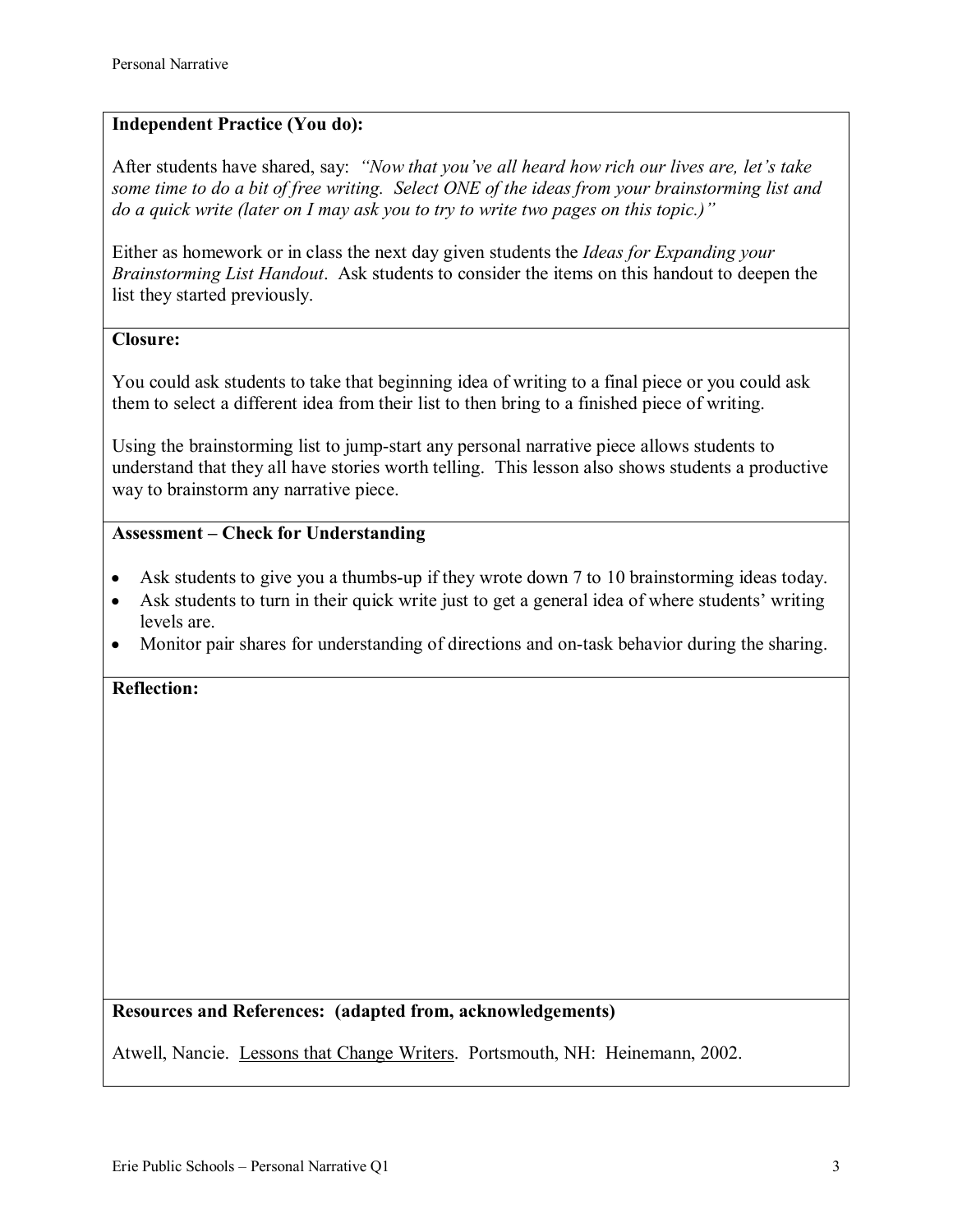**Independent Practice (You do):**

After students have shared, say: *"Now that you've all heard how rich our lives are, let's take some time to do a bit of free writing. Select ONE of the ideas from your brainstorming list and do a quick write (later on I may ask you to try to write two pages on this topic.)"*

Either as homework or in class the next day given students the *Ideas for Expanding your Brainstorming List Handout*. Ask students to consider the items on this handout to deepen the list they started previously.

**Closure:**

You could ask students to take that beginning idea of writing to a final piece or you could ask them to select a different idea from their list to then bring to a finished piece of writing.

Using the brainstorming list to jump-start any personal narrative piece allows students to understand that they all have stories worth telling. This lesson also shows students a productive way to brainstorm any narrative piece.

**Assessment – Check for Understanding**

- Ask students to give you a thumbs-up if they wrote down 7 to 10 brainstorming ideas today.
- Ask students to turn in their quick write just to get a general idea of where students' writing levels are.
- Monitor pair shares for understanding of directions and on-task behavior during the sharing.

**Reflection:**

**Resources and References: (adapted from, acknowledgements)**

Atwell, Nancie. Lessons that Change Writers. Portsmouth, NH: Heinemann, 2002.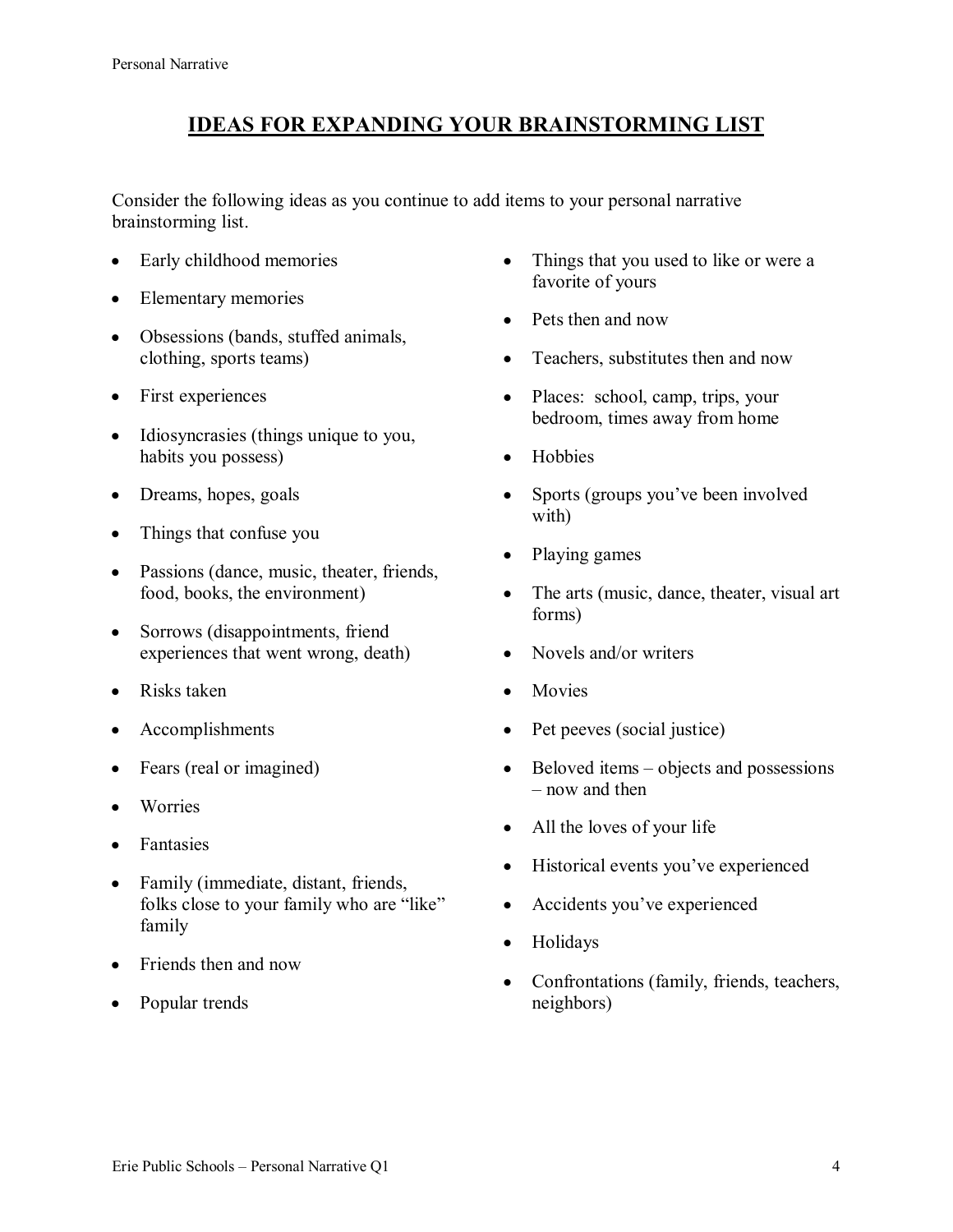# IDEAS FOR EXPANDING YOUR BRAINSTORMING LIST

Consider the following ideas as you continue to add items to your personal narrative brainstorming list.

- Early childhood memories
- Elementary memories
- Obsessions (bands, stuffed animals, clothing, sports teams)
- First experiences
- Idiosyncrasies (things unique to you, habits you possess)
- Dreams, hopes, goals
- Things that confuse you
- Passions (dance, music, theater, friends, food, books, the environment)
- Sorrows (disappointments, friend experiences that went wrong, death)
- Risks taken
- Accomplishments
- Fears (real or imagined)
- Worries
- Fantasies
- Family (immediate, distant, friends, folks close to your family who are "like" family
- Friends then and now
- Popular trends
- Things that you used to like or were a favorite of yours
- Pets then and now
- Teachers, substitutes then and now
- Places: school, camp, trips, your bedroom, times away from home
- Hobbies
- Sports (groups you've been involved with)
- Playing games
- The arts (music, dance, theater, visual art forms)
- Novels and/or writers
- Movies
- Pet peeves (social justice)
- Beloved items – objects and possessions – now and then
- All the loves of your life
- Historical events you've experienced
- Accidents you've experienced
- Holidays
- Confrontations (family, friends, teachers, neighbors)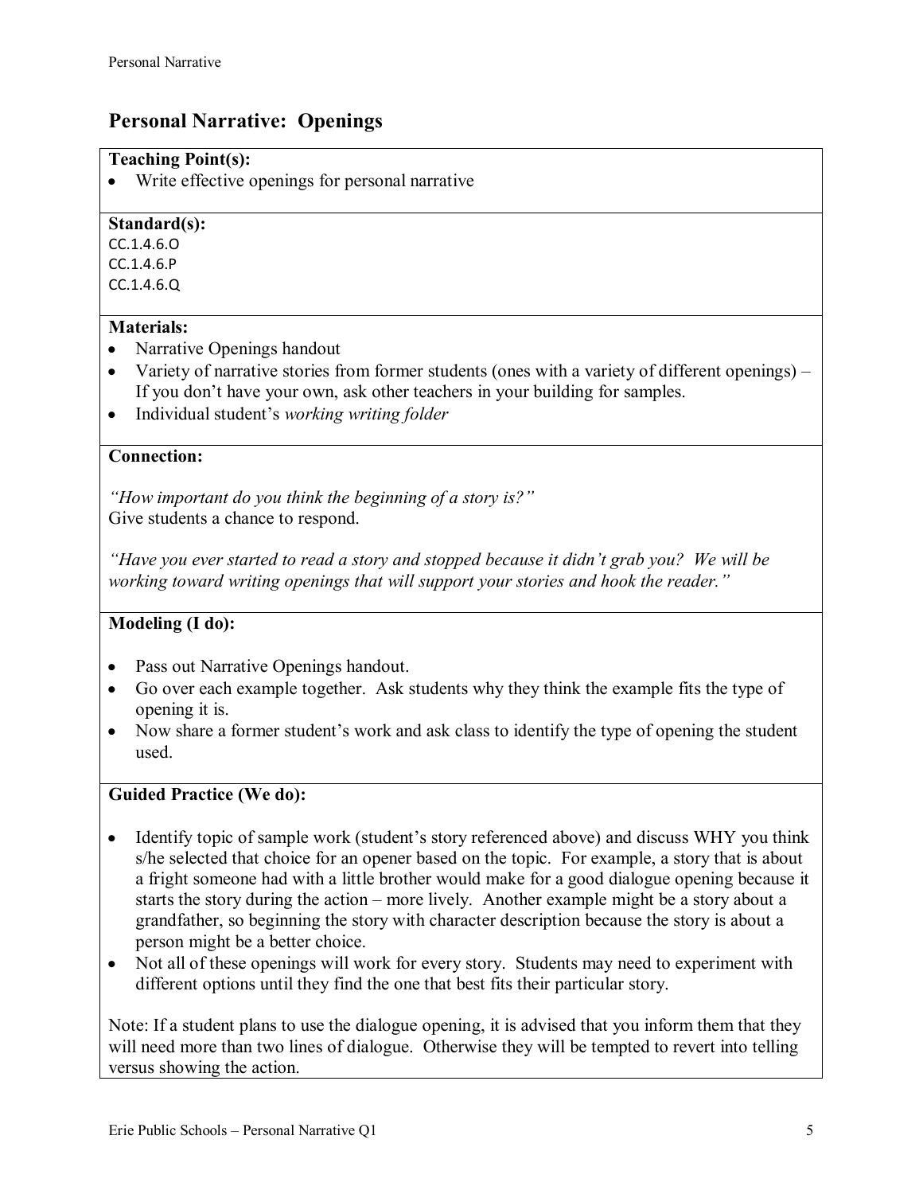# Personal Narrative: Openings

**Teaching Point(s):**

- Write effective openings for personal narrative

**Standard(s):**

CC.1.4.6.O
CC.1.4.6.P
CC.1.4.6.Q

**Materials:**

- Narrative Openings handout
- Variety of narrative stories from former students (ones with a variety of different openings) – If you don't have your own, ask other teachers in your building for samples.
- Individual student's *working writing folder*

**Connection:**

*"How important do you think the beginning of a story is?"*
Give students a chance to respond.

*"Have you ever started to read a story and stopped because it didn't grab you? We will be working toward writing openings that will support your stories and hook the reader."*

**Modeling (I do):**

- Pass out Narrative Openings handout.
- Go over each example together. Ask students why they think the example fits the type of opening it is.
- Now share a former student's work and ask class to identify the type of opening the student used.

**Guided Practice (We do):**

- Identify topic of sample work (student's story referenced above) and discuss WHY you think s/he selected that choice for an opener based on the topic. For example, a story that is about a fright someone had with a little brother would make for a good dialogue opening because it starts the story during the action – more lively. Another example might be a story about a grandfather, so beginning the story with character description because the story is about a person might be a better choice.
- Not all of these openings will work for every story. Students may need to experiment with different options until they find the one that best fits their particular story.

Note: If a student plans to use the dialogue opening, it is advised that you inform them that they will need more than two lines of dialogue. Otherwise they will be tempted to revert into telling versus showing the action.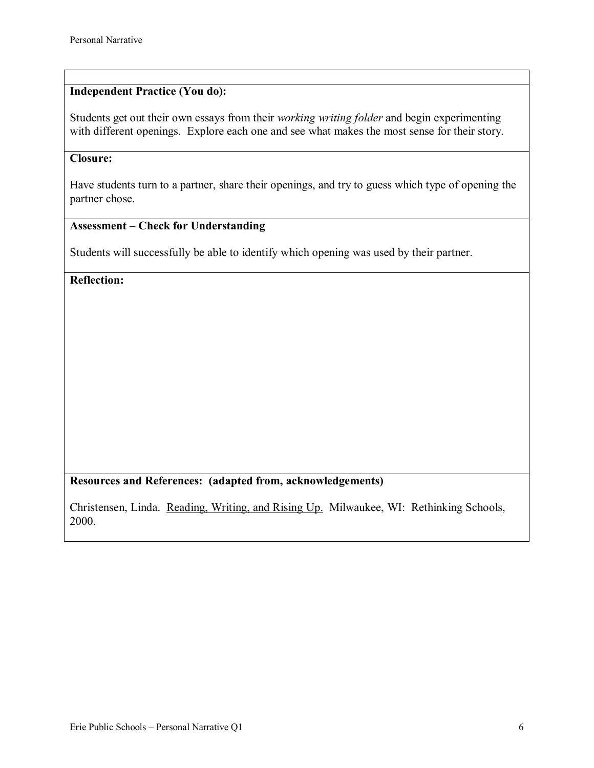**Independent Practice (You do):**

Students get out their own essays from their *working writing folder* and begin experimenting with different openings. Explore each one and see what makes the most sense for their story.

**Closure:**

Have students turn to a partner, share their openings, and try to guess which type of opening the partner chose.

**Assessment – Check for Understanding**

Students will successfully be able to identify which opening was used by their partner.

**Reflection:**

**Resources and References: (adapted from, acknowledgements)**

Christensen, Linda. Reading, Writing, and Rising Up. Milwaukee, WI: Rethinking Schools, 2000.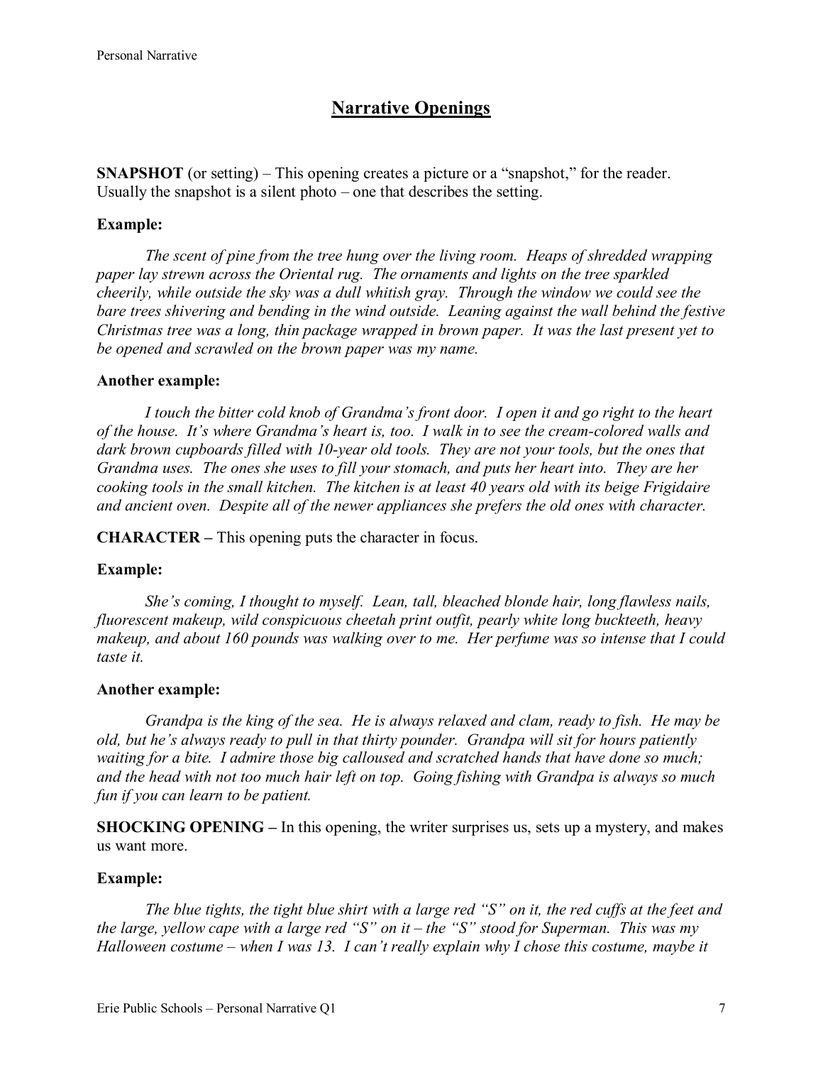## Narrative Openings

**SNAPSHOT** (or setting) – This opening creates a picture or a "snapshot," for the reader. Usually the snapshot is a silent photo – one that describes the setting.

**Example:**

*The scent of pine from the tree hung over the living room. Heaps of shredded wrapping paper lay strewn across the Oriental rug. The ornaments and lights on the tree sparkled cheerily, while outside the sky was a dull whitish gray. Through the window we could see the bare trees shivering and bending in the wind outside. Leaning against the wall behind the festive Christmas tree was a long, thin package wrapped in brown paper. It was the last present yet to be opened and scrawled on the brown paper was my name.*

**Another example:**

*I touch the bitter cold knob of Grandma's front door. I open it and go right to the heart of the house. It's where Grandma's heart is, too. I walk in to see the cream-colored walls and dark brown cupboards filled with 10-year old tools. They are not your tools, but the ones that Grandma uses. The ones she uses to fill your stomach, and puts her heart into. They are her cooking tools in the small kitchen. The kitchen is at least 40 years old with its beige Frigidaire and ancient oven. Despite all of the newer appliances she prefers the old ones with character.*

**CHARACTER –** This opening puts the character in focus.

**Example:**

*She's coming, I thought to myself. Lean, tall, bleached blonde hair, long flawless nails, fluorescent makeup, wild conspicuous cheetah print outfit, pearly white long buckteeth, heavy makeup, and about 160 pounds was walking over to me. Her perfume was so intense that I could taste it.*

**Another example:**

*Grandpa is the king of the sea. He is always relaxed and clam, ready to fish. He may be old, but he's always ready to pull in that thirty pounder. Grandpa will sit for hours patiently waiting for a bite. I admire those big calloused and scratched hands that have done so much; and the head with not too much hair left on top. Going fishing with Grandpa is always so much fun if you can learn to be patient.*

**SHOCKING OPENING –** In this opening, the writer surprises us, sets up a mystery, and makes us want more.

**Example:**

*The blue tights, the tight blue shirt with a large red "S" on it, the red cuffs at the feet and the large, yellow cape with a large red "S" on it – the "S" stood for Superman. This was my Halloween costume – when I was 13. I can't really explain why I chose this costume, maybe it*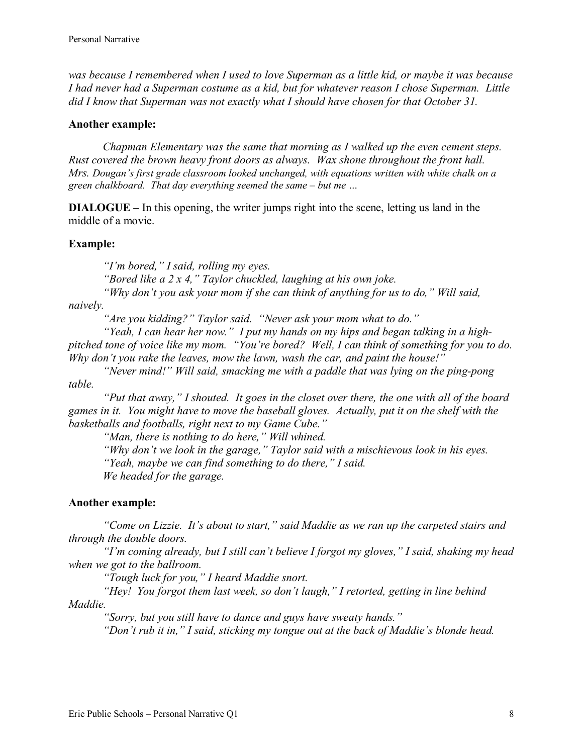*was because I remembered when I used to love Superman as a little kid, or maybe it was because I had never had a Superman costume as a kid, but for whatever reason I chose Superman. Little did I know that Superman was not exactly what I should have chosen for that October 31.*

**Another example:**

*Chapman Elementary was the same that morning as I walked up the even cement steps. Rust covered the brown heavy front doors as always. Wax shone throughout the front hall. Mrs. Dougan's first grade classroom looked unchanged, with equations written with white chalk on a green chalkboard. That day everything seemed the same – but me …*

**DIALOGUE –** In this opening, the writer jumps right into the scene, letting us land in the middle of a movie.

**Example:**

*"I'm bored," I said, rolling my eyes.*

*"Bored like a 2 x 4," Taylor chuckled, laughing at his own joke.*

*"Why don't you ask your mom if she can think of anything for us to do," Will said, naively.*

*"Are you kidding?" Taylor said. "Never ask your mom what to do."*

*"Yeah, I can hear her now." I put my hands on my hips and began talking in a high-pitched tone of voice like my mom. "You're bored? Well, I can think of something for you to do. Why don't you rake the leaves, mow the lawn, wash the car, and paint the house!"*

*"Never mind!" Will said, smacking me with a paddle that was lying on the ping-pong table.*

*"Put that away," I shouted. It goes in the closet over there, the one with all of the board games in it. You might have to move the baseball gloves. Actually, put it on the shelf with the basketballs and footballs, right next to my Game Cube."*

*"Man, there is nothing to do here," Will whined.*

*"Why don't we look in the garage," Taylor said with a mischievous look in his eyes.*

*"Yeah, maybe we can find something to do there," I said.*

*We headed for the garage.*

**Another example:**

*"Come on Lizzie. It's about to start," said Maddie as we ran up the carpeted stairs and through the double doors.*

*"I'm coming already, but I still can't believe I forgot my gloves," I said, shaking my head when we got to the ballroom.*

*"Tough luck for you," I heard Maddie snort.*

*"Hey! You forgot them last week, so don't laugh," I retorted, getting in line behind Maddie.*

*"Sorry, but you still have to dance and guys have sweaty hands."*

*"Don't rub it in," I said, sticking my tongue out at the back of Maddie's blonde head.*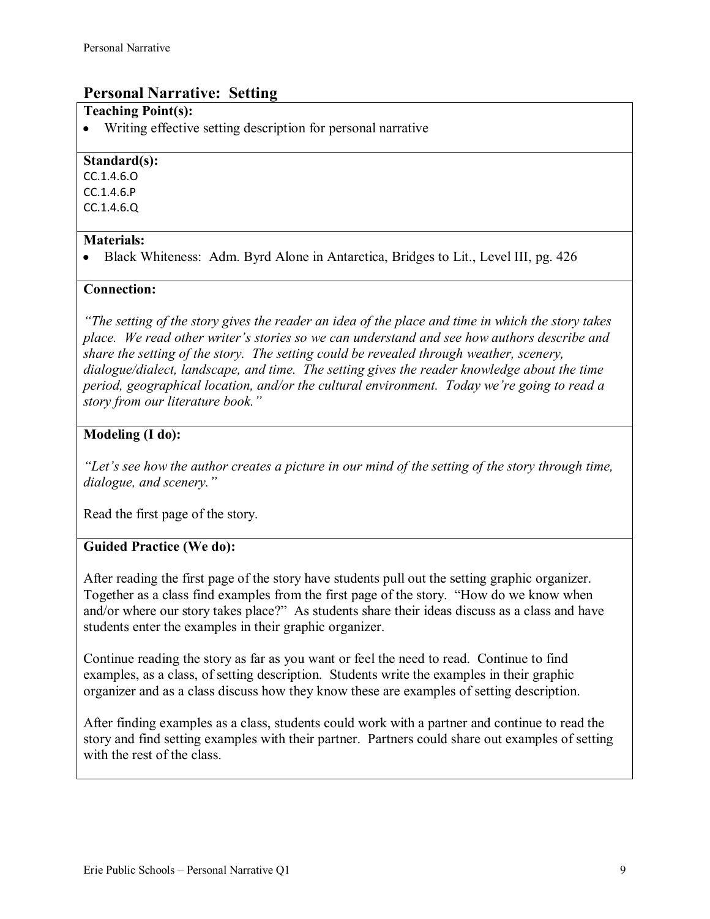## Personal Narrative: Setting

**Teaching Point(s):**

- Writing effective setting description for personal narrative

**Standard(s):**

CC.1.4.6.O
CC.1.4.6.P
CC.1.4.6.Q

**Materials:**

- Black Whiteness: Adm. Byrd Alone in Antarctica, Bridges to Lit., Level III, pg. 426

**Connection:**

*"The setting of the story gives the reader an idea of the place and time in which the story takes place. We read other writer's stories so we can understand and see how authors describe and share the setting of the story. The setting could be revealed through weather, scenery, dialogue/dialect, landscape, and time. The setting gives the reader knowledge about the time period, geographical location, and/or the cultural environment. Today we're going to read a story from our literature book."*

**Modeling (I do):**

*"Let's see how the author creates a picture in our mind of the setting of the story through time, dialogue, and scenery."*

Read the first page of the story.

**Guided Practice (We do):**

After reading the first page of the story have students pull out the setting graphic organizer. Together as a class find examples from the first page of the story. "How do we know when and/or where our story takes place?" As students share their ideas discuss as a class and have students enter the examples in their graphic organizer.

Continue reading the story as far as you want or feel the need to read. Continue to find examples, as a class, of setting description. Students write the examples in their graphic organizer and as a class discuss how they know these are examples of setting description.

After finding examples as a class, students could work with a partner and continue to read the story and find setting examples with their partner. Partners could share out examples of setting with the rest of the class.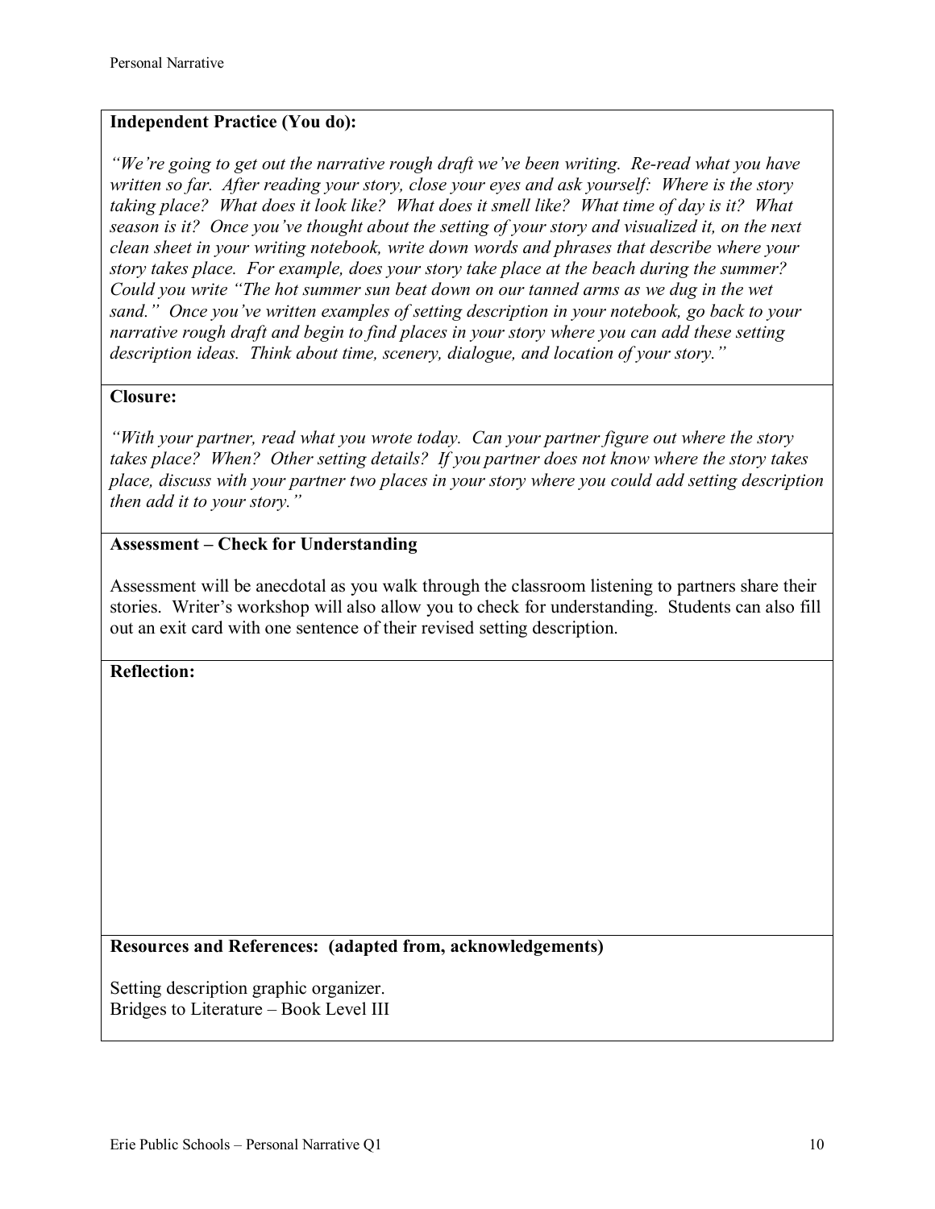**Independent Practice (You do):**

*"We're going to get out the narrative rough draft we've been writing. Re-read what you have written so far. After reading your story, close your eyes and ask yourself: Where is the story taking place? What does it look like? What does it smell like? What time of day is it? What season is it? Once you've thought about the setting of your story and visualized it, on the next clean sheet in your writing notebook, write down words and phrases that describe where your story takes place. For example, does your story take place at the beach during the summer? Could you write "The hot summer sun beat down on our tanned arms as we dug in the wet sand." Once you've written examples of setting description in your notebook, go back to your narrative rough draft and begin to find places in your story where you can add these setting description ideas. Think about time, scenery, dialogue, and location of your story."*

**Closure:**

*"With your partner, read what you wrote today. Can your partner figure out where the story takes place? When? Other setting details? If you partner does not know where the story takes place, discuss with your partner two places in your story where you could add setting description then add it to your story."*

**Assessment – Check for Understanding**

Assessment will be anecdotal as you walk through the classroom listening to partners share their stories. Writer's workshop will also allow you to check for understanding. Students can also fill out an exit card with one sentence of their revised setting description.

**Reflection:**

**Resources and References: (adapted from, acknowledgements)**

Setting description graphic organizer.
Bridges to Literature – Book Level III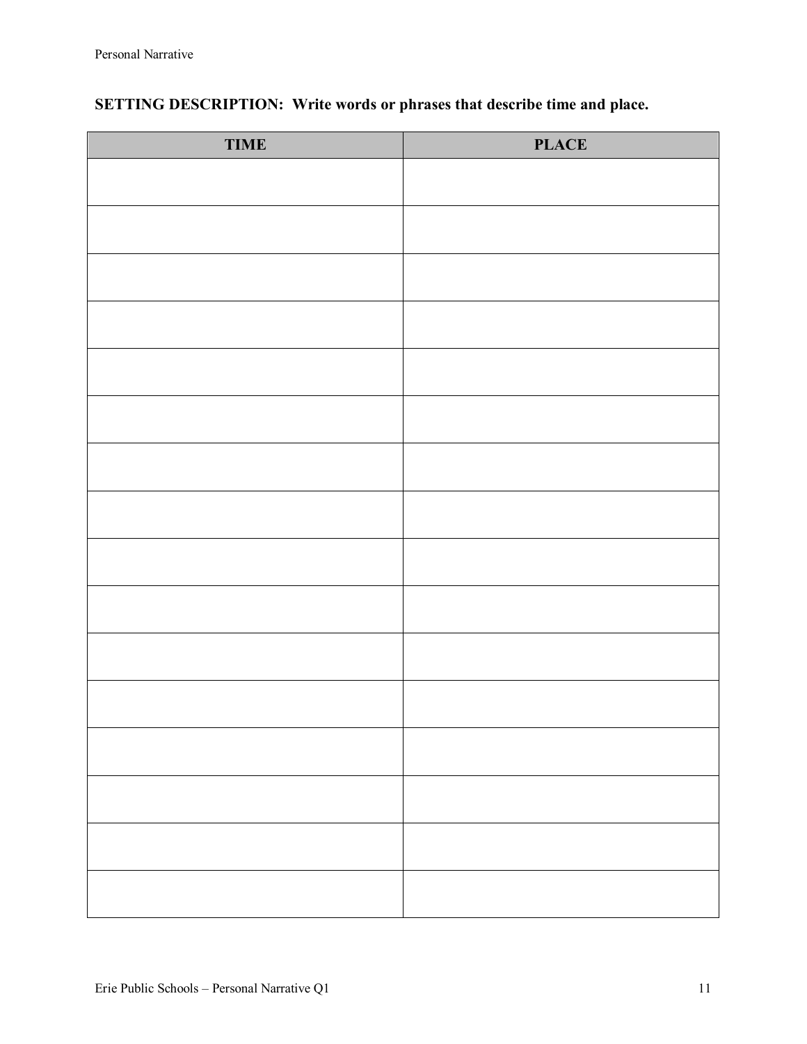**SETTING DESCRIPTION: Write words or phrases that describe time and place.**

| TIME | PLACE |
| --- | --- |
| | |
| | |
| | |
| | |
| | |
| | |
| | |
| | |
| | |
| | |
| | |
| | |
| | |
| | |
| | |
| | |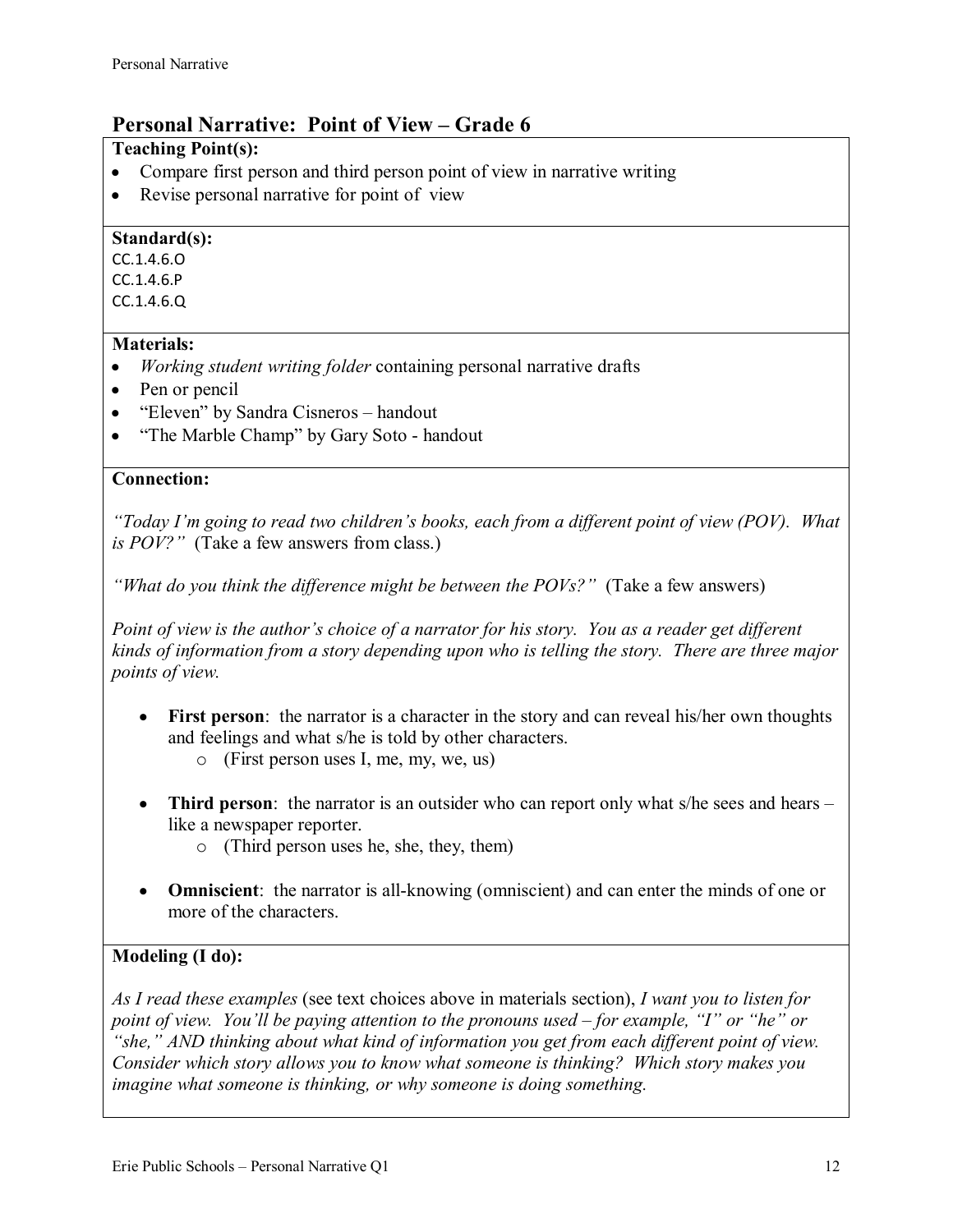## Personal Narrative: Point of View – Grade 6

**Teaching Point(s):**

- Compare first person and third person point of view in narrative writing
- Revise personal narrative for point of view

**Standard(s):**

CC.1.4.6.O
CC.1.4.6.P
CC.1.4.6.Q

**Materials:**

- *Working student writing folder* containing personal narrative drafts
- Pen or pencil
- "Eleven" by Sandra Cisneros – handout
- "The Marble Champ" by Gary Soto - handout

**Connection:**

*"Today I'm going to read two children's books, each from a different point of view (POV). What is POV?"* (Take a few answers from class.)

*"What do you think the difference might be between the POVs?"* (Take a few answers)

*Point of view is the author's choice of a narrator for his story. You as a reader get different kinds of information from a story depending upon who is telling the story. There are three major points of view.*

- **First person**: the narrator is a character in the story and can reveal his/her own thoughts and feelings and what s/he is told by other characters.
  - (First person uses I, me, my, we, us)
- **Third person**: the narrator is an outsider who can report only what s/he sees and hears – like a newspaper reporter.
  - (Third person uses he, she, they, them)
- **Omniscient**: the narrator is all-knowing (omniscient) and can enter the minds of one or more of the characters.

**Modeling (I do):**

*As I read these examples* (see text choices above in materials section), *I want you to listen for point of view. You'll be paying attention to the pronouns used – for example, "I" or "he" or "she," AND thinking about what kind of information you get from each different point of view. Consider which story allows you to know what someone is thinking? Which story makes you imagine what someone is thinking, or why someone is doing something.*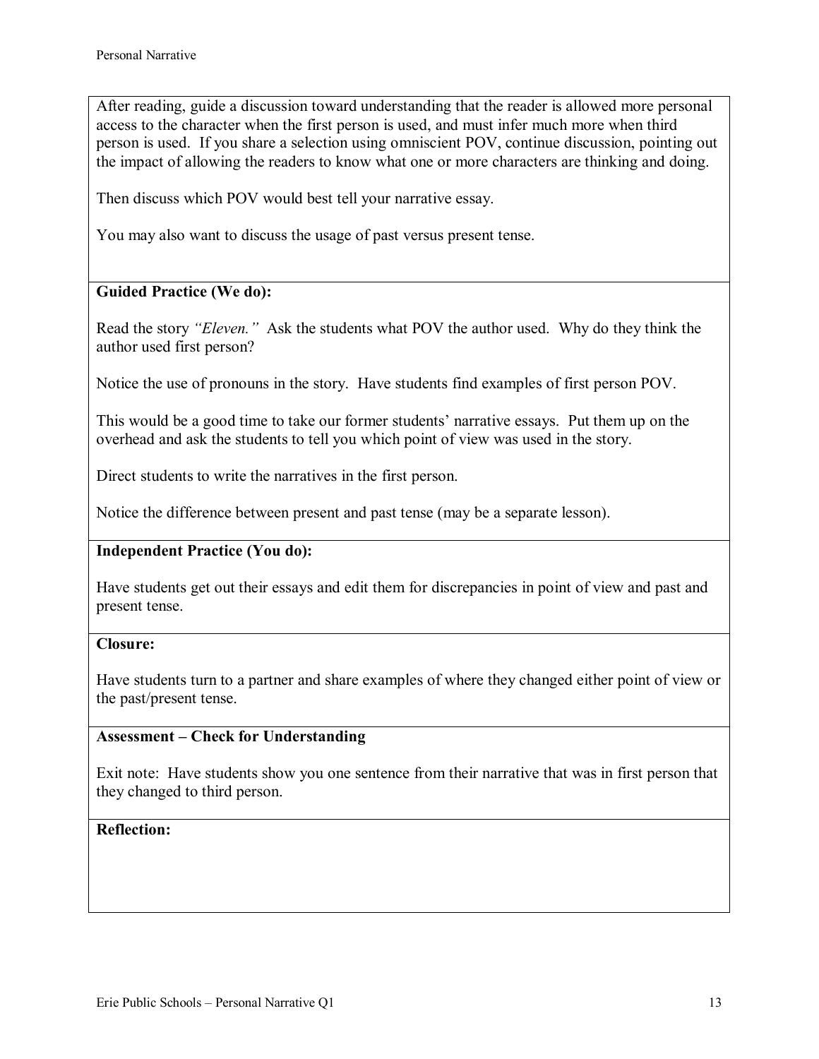After reading, guide a discussion toward understanding that the reader is allowed more personal access to the character when the first person is used, and must infer much more when third person is used. If you share a selection using omniscient POV, continue discussion, pointing out the impact of allowing the readers to know what one or more characters are thinking and doing.

Then discuss which POV would best tell your narrative essay.

You may also want to discuss the usage of past versus present tense.

**Guided Practice (We do):**

Read the story *"Eleven."* Ask the students what POV the author used. Why do they think the author used first person?

Notice the use of pronouns in the story. Have students find examples of first person POV.

This would be a good time to take our former students' narrative essays. Put them up on the overhead and ask the students to tell you which point of view was used in the story.

Direct students to write the narratives in the first person.

Notice the difference between present and past tense (may be a separate lesson).

**Independent Practice (You do):**

Have students get out their essays and edit them for discrepancies in point of view and past and present tense.

**Closure:**

Have students turn to a partner and share examples of where they changed either point of view or the past/present tense.

**Assessment – Check for Understanding**

Exit note: Have students show you one sentence from their narrative that was in first person that they changed to third person.

**Reflection:**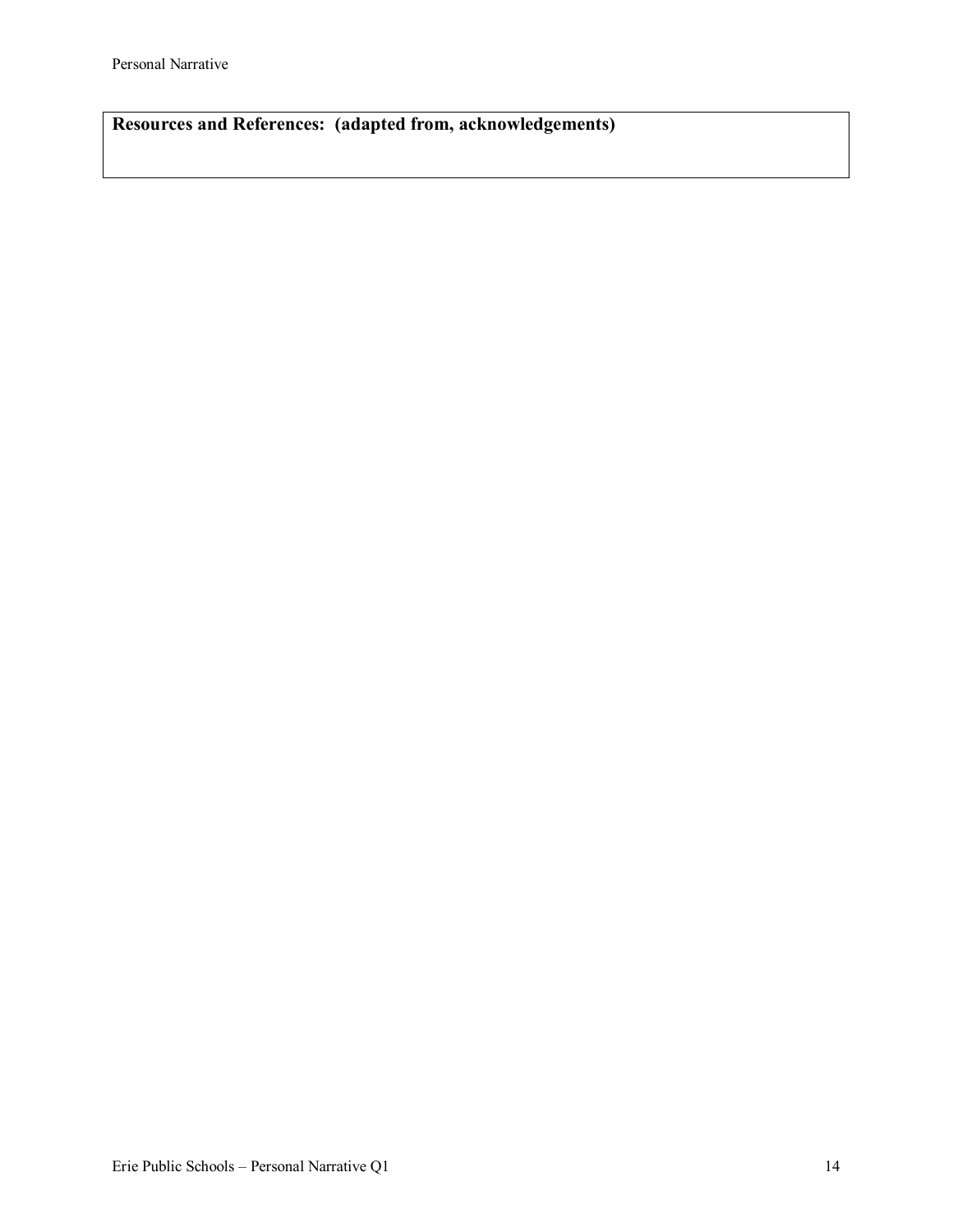**Resources and References: (adapted from, acknowledgements)**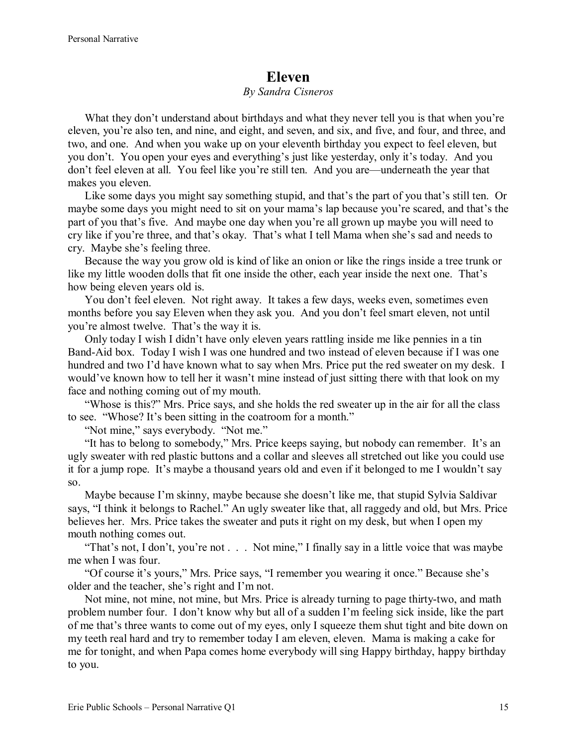# Eleven

*By Sandra Cisneros*

What they don't understand about birthdays and what they never tell you is that when you're eleven, you're also ten, and nine, and eight, and seven, and six, and five, and four, and three, and two, and one. And when you wake up on your eleventh birthday you expect to feel eleven, but you don't. You open your eyes and everything's just like yesterday, only it's today. And you don't feel eleven at all. You feel like you're still ten. And you are—underneath the year that makes you eleven.

Like some days you might say something stupid, and that's the part of you that's still ten. Or maybe some days you might need to sit on your mama's lap because you're scared, and that's the part of you that's five. And maybe one day when you're all grown up maybe you will need to cry like if you're three, and that's okay. That's what I tell Mama when she's sad and needs to cry. Maybe she's feeling three.

Because the way you grow old is kind of like an onion or like the rings inside a tree trunk or like my little wooden dolls that fit one inside the other, each year inside the next one. That's how being eleven years old is.

You don't feel eleven. Not right away. It takes a few days, weeks even, sometimes even months before you say Eleven when they ask you. And you don't feel smart eleven, not until you're almost twelve. That's the way it is.

Only today I wish I didn't have only eleven years rattling inside me like pennies in a tin Band-Aid box. Today I wish I was one hundred and two instead of eleven because if I was one hundred and two I'd have known what to say when Mrs. Price put the red sweater on my desk. I would've known how to tell her it wasn't mine instead of just sitting there with that look on my face and nothing coming out of my mouth.

"Whose is this?" Mrs. Price says, and she holds the red sweater up in the air for all the class to see. "Whose? It's been sitting in the coatroom for a month."

"Not mine," says everybody. "Not me."

"It has to belong to somebody," Mrs. Price keeps saying, but nobody can remember. It's an ugly sweater with red plastic buttons and a collar and sleeves all stretched out like you could use it for a jump rope. It's maybe a thousand years old and even if it belonged to me I wouldn't say so.

Maybe because I'm skinny, maybe because she doesn't like me, that stupid Sylvia Saldivar says, "I think it belongs to Rachel." An ugly sweater like that, all raggedy and old, but Mrs. Price believes her. Mrs. Price takes the sweater and puts it right on my desk, but when I open my mouth nothing comes out.

"That's not, I don't, you're not . . . Not mine," I finally say in a little voice that was maybe me when I was four.

"Of course it's yours," Mrs. Price says, "I remember you wearing it once." Because she's older and the teacher, she's right and I'm not.

Not mine, not mine, not mine, but Mrs. Price is already turning to page thirty-two, and math problem number four. I don't know why but all of a sudden I'm feeling sick inside, like the part of me that's three wants to come out of my eyes, only I squeeze them shut tight and bite down on my teeth real hard and try to remember today I am eleven, eleven. Mama is making a cake for me for tonight, and when Papa comes home everybody will sing Happy birthday, happy birthday to you.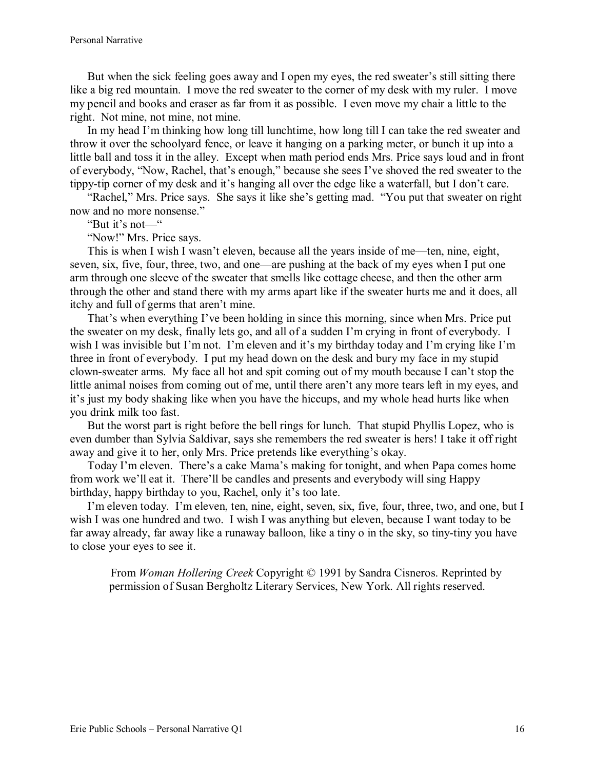But when the sick feeling goes away and I open my eyes, the red sweater's still sitting there like a big red mountain. I move the red sweater to the corner of my desk with my ruler. I move my pencil and books and eraser as far from it as possible. I even move my chair a little to the right. Not mine, not mine, not mine.

In my head I'm thinking how long till lunchtime, how long till I can take the red sweater and throw it over the schoolyard fence, or leave it hanging on a parking meter, or bunch it up into a little ball and toss it in the alley. Except when math period ends Mrs. Price says loud and in front of everybody, "Now, Rachel, that's enough," because she sees I've shoved the red sweater to the tippy-tip corner of my desk and it's hanging all over the edge like a waterfall, but I don't care.

"Rachel," Mrs. Price says. She says it like she's getting mad. "You put that sweater on right now and no more nonsense."

"But it's not—"

"Now!" Mrs. Price says.

This is when I wish I wasn't eleven, because all the years inside of me—ten, nine, eight, seven, six, five, four, three, two, and one—are pushing at the back of my eyes when I put one arm through one sleeve of the sweater that smells like cottage cheese, and then the other arm through the other and stand there with my arms apart like if the sweater hurts me and it does, all itchy and full of germs that aren't mine.

That's when everything I've been holding in since this morning, since when Mrs. Price put the sweater on my desk, finally lets go, and all of a sudden I'm crying in front of everybody. I wish I was invisible but I'm not. I'm eleven and it's my birthday today and I'm crying like I'm three in front of everybody. I put my head down on the desk and bury my face in my stupid clown-sweater arms. My face all hot and spit coming out of my mouth because I can't stop the little animal noises from coming out of me, until there aren't any more tears left in my eyes, and it's just my body shaking like when you have the hiccups, and my whole head hurts like when you drink milk too fast.

But the worst part is right before the bell rings for lunch. That stupid Phyllis Lopez, who is even dumber than Sylvia Saldivar, says she remembers the red sweater is hers! I take it off right away and give it to her, only Mrs. Price pretends like everything's okay.

Today I'm eleven. There's a cake Mama's making for tonight, and when Papa comes home from work we'll eat it. There'll be candles and presents and everybody will sing Happy birthday, happy birthday to you, Rachel, only it's too late.

I'm eleven today. I'm eleven, ten, nine, eight, seven, six, five, four, three, two, and one, but I wish I was one hundred and two. I wish I was anything but eleven, because I want today to be far away already, far away like a runaway balloon, like a tiny o in the sky, so tiny-tiny you have to close your eyes to see it.

From *Woman Hollering Creek* Copyright © 1991 by Sandra Cisneros. Reprinted by permission of Susan Bergholtz Literary Services, New York. All rights reserved.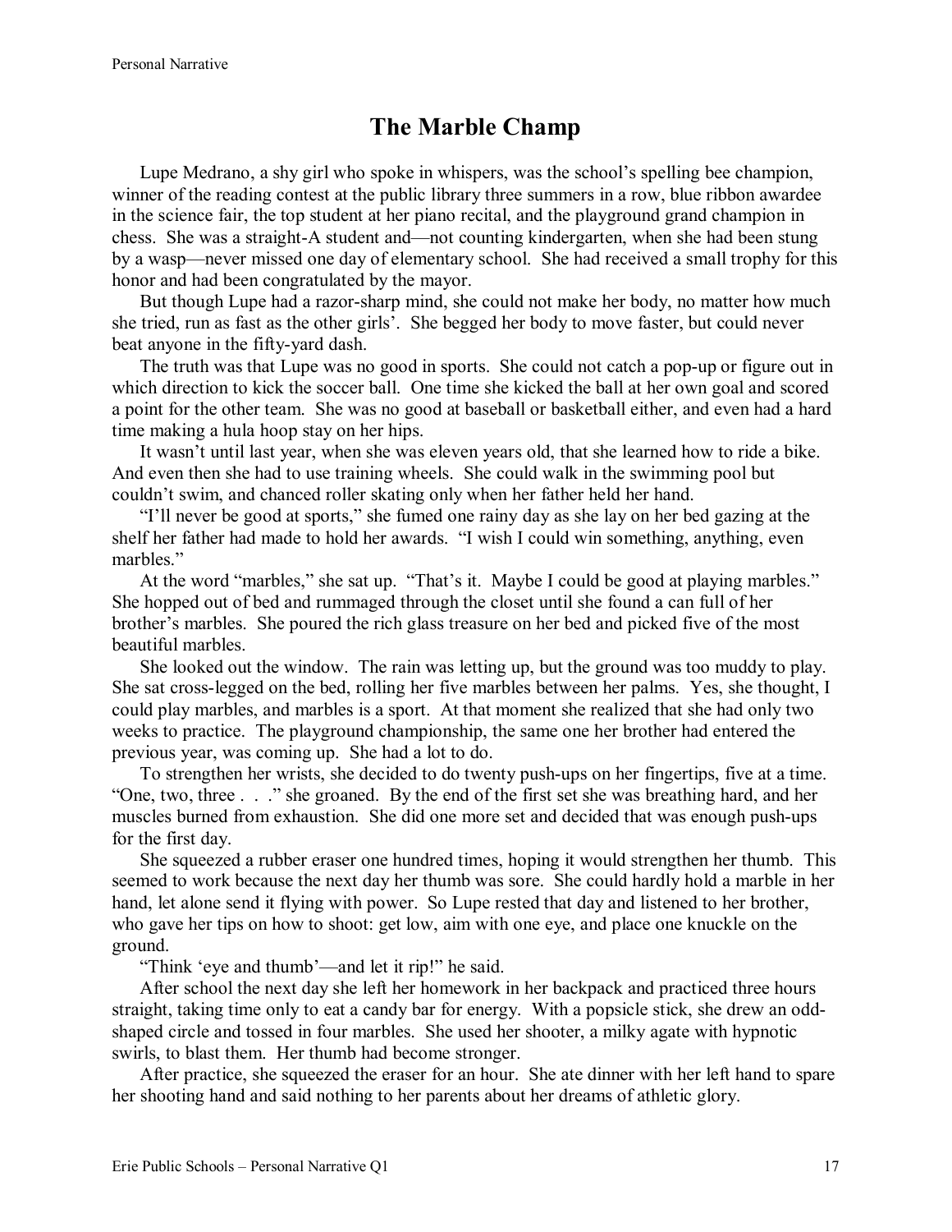# The Marble Champ

Lupe Medrano, a shy girl who spoke in whispers, was the school's spelling bee champion, winner of the reading contest at the public library three summers in a row, blue ribbon awardee in the science fair, the top student at her piano recital, and the playground grand champion in chess. She was a straight-A student and—not counting kindergarten, when she had been stung by a wasp—never missed one day of elementary school. She had received a small trophy for this honor and had been congratulated by the mayor.

But though Lupe had a razor-sharp mind, she could not make her body, no matter how much she tried, run as fast as the other girls'. She begged her body to move faster, but could never beat anyone in the fifty-yard dash.

The truth was that Lupe was no good in sports. She could not catch a pop-up or figure out in which direction to kick the soccer ball. One time she kicked the ball at her own goal and scored a point for the other team. She was no good at baseball or basketball either, and even had a hard time making a hula hoop stay on her hips.

It wasn't until last year, when she was eleven years old, that she learned how to ride a bike. And even then she had to use training wheels. She could walk in the swimming pool but couldn't swim, and chanced roller skating only when her father held her hand.

"I'll never be good at sports," she fumed one rainy day as she lay on her bed gazing at the shelf her father had made to hold her awards. "I wish I could win something, anything, even marbles."

At the word "marbles," she sat up. "That's it. Maybe I could be good at playing marbles." She hopped out of bed and rummaged through the closet until she found a can full of her brother's marbles. She poured the rich glass treasure on her bed and picked five of the most beautiful marbles.

She looked out the window. The rain was letting up, but the ground was too muddy to play. She sat cross-legged on the bed, rolling her five marbles between her palms. Yes, she thought, I could play marbles, and marbles is a sport. At that moment she realized that she had only two weeks to practice. The playground championship, the same one her brother had entered the previous year, was coming up. She had a lot to do.

To strengthen her wrists, she decided to do twenty push-ups on her fingertips, five at a time. "One, two, three . . ." she groaned. By the end of the first set she was breathing hard, and her muscles burned from exhaustion. She did one more set and decided that was enough push-ups for the first day.

She squeezed a rubber eraser one hundred times, hoping it would strengthen her thumb. This seemed to work because the next day her thumb was sore. She could hardly hold a marble in her hand, let alone send it flying with power. So Lupe rested that day and listened to her brother, who gave her tips on how to shoot: get low, aim with one eye, and place one knuckle on the ground.

"Think 'eye and thumb'—and let it rip!" he said.

After school the next day she left her homework in her backpack and practiced three hours straight, taking time only to eat a candy bar for energy. With a popsicle stick, she drew an odd-shaped circle and tossed in four marbles. She used her shooter, a milky agate with hypnotic swirls, to blast them. Her thumb had become stronger.

After practice, she squeezed the eraser for an hour. She ate dinner with her left hand to spare her shooting hand and said nothing to her parents about her dreams of athletic glory.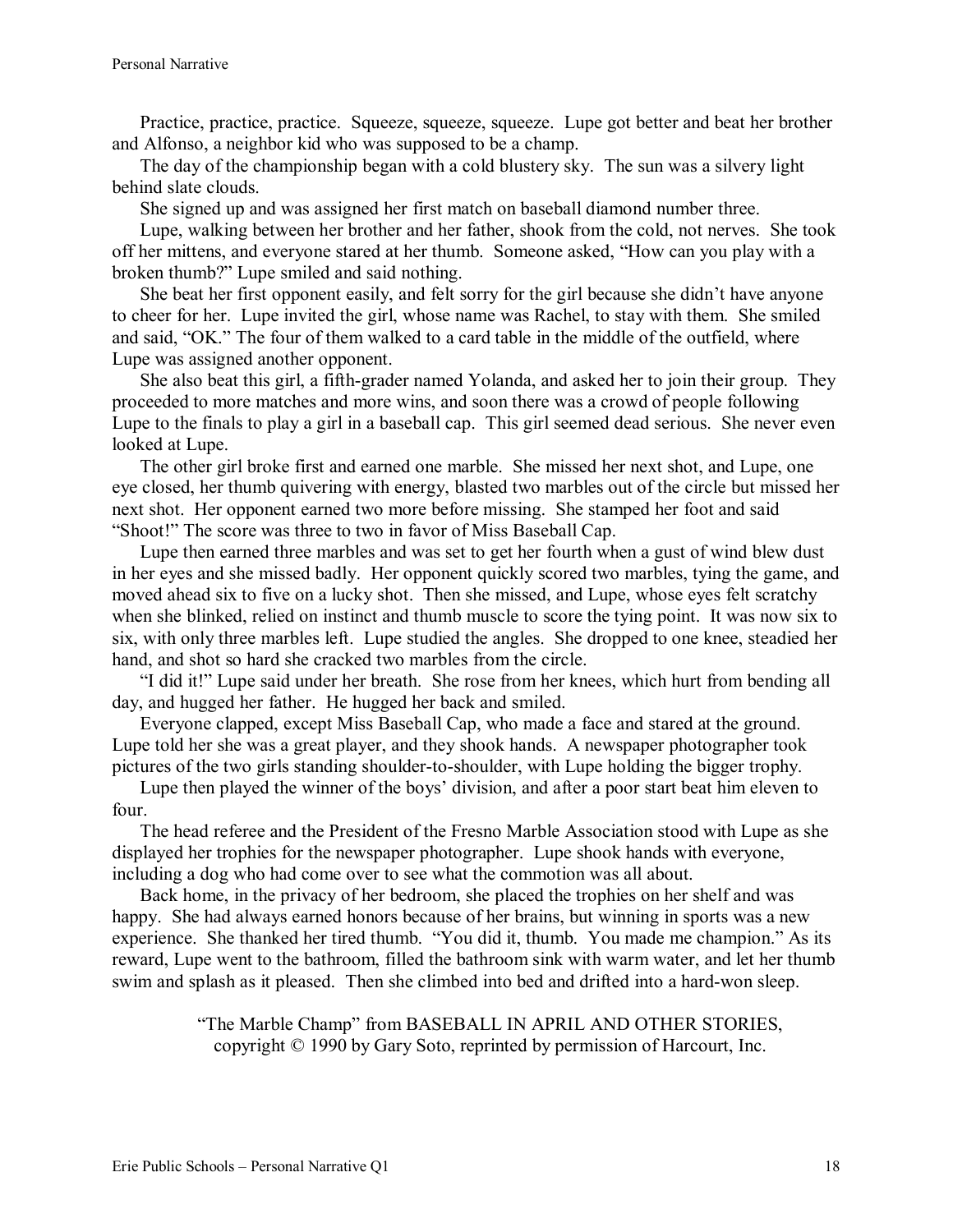Practice, practice, practice. Squeeze, squeeze, squeeze. Lupe got better and beat her brother and Alfonso, a neighbor kid who was supposed to be a champ.

The day of the championship began with a cold blustery sky. The sun was a silvery light behind slate clouds.

She signed up and was assigned her first match on baseball diamond number three.

Lupe, walking between her brother and her father, shook from the cold, not nerves. She took off her mittens, and everyone stared at her thumb. Someone asked, "How can you play with a broken thumb?" Lupe smiled and said nothing.

She beat her first opponent easily, and felt sorry for the girl because she didn't have anyone to cheer for her. Lupe invited the girl, whose name was Rachel, to stay with them. She smiled and said, "OK." The four of them walked to a card table in the middle of the outfield, where Lupe was assigned another opponent.

She also beat this girl, a fifth-grader named Yolanda, and asked her to join their group. They proceeded to more matches and more wins, and soon there was a crowd of people following Lupe to the finals to play a girl in a baseball cap. This girl seemed dead serious. She never even looked at Lupe.

The other girl broke first and earned one marble. She missed her next shot, and Lupe, one eye closed, her thumb quivering with energy, blasted two marbles out of the circle but missed her next shot. Her opponent earned two more before missing. She stamped her foot and said "Shoot!" The score was three to two in favor of Miss Baseball Cap.

Lupe then earned three marbles and was set to get her fourth when a gust of wind blew dust in her eyes and she missed badly. Her opponent quickly scored two marbles, tying the game, and moved ahead six to five on a lucky shot. Then she missed, and Lupe, whose eyes felt scratchy when she blinked, relied on instinct and thumb muscle to score the tying point. It was now six to six, with only three marbles left. Lupe studied the angles. She dropped to one knee, steadied her hand, and shot so hard she cracked two marbles from the circle.

"I did it!" Lupe said under her breath. She rose from her knees, which hurt from bending all day, and hugged her father. He hugged her back and smiled.

Everyone clapped, except Miss Baseball Cap, who made a face and stared at the ground. Lupe told her she was a great player, and they shook hands. A newspaper photographer took pictures of the two girls standing shoulder-to-shoulder, with Lupe holding the bigger trophy.

Lupe then played the winner of the boys' division, and after a poor start beat him eleven to four.

The head referee and the President of the Fresno Marble Association stood with Lupe as she displayed her trophies for the newspaper photographer. Lupe shook hands with everyone, including a dog who had come over to see what the commotion was all about.

Back home, in the privacy of her bedroom, she placed the trophies on her shelf and was happy. She had always earned honors because of her brains, but winning in sports was a new experience. She thanked her tired thumb. "You did it, thumb. You made me champion." As its reward, Lupe went to the bathroom, filled the bathroom sink with warm water, and let her thumb swim and splash as it pleased. Then she climbed into bed and drifted into a hard-won sleep.

"The Marble Champ" from BASEBALL IN APRIL AND OTHER STORIES, copyright © 1990 by Gary Soto, reprinted by permission of Harcourt, Inc.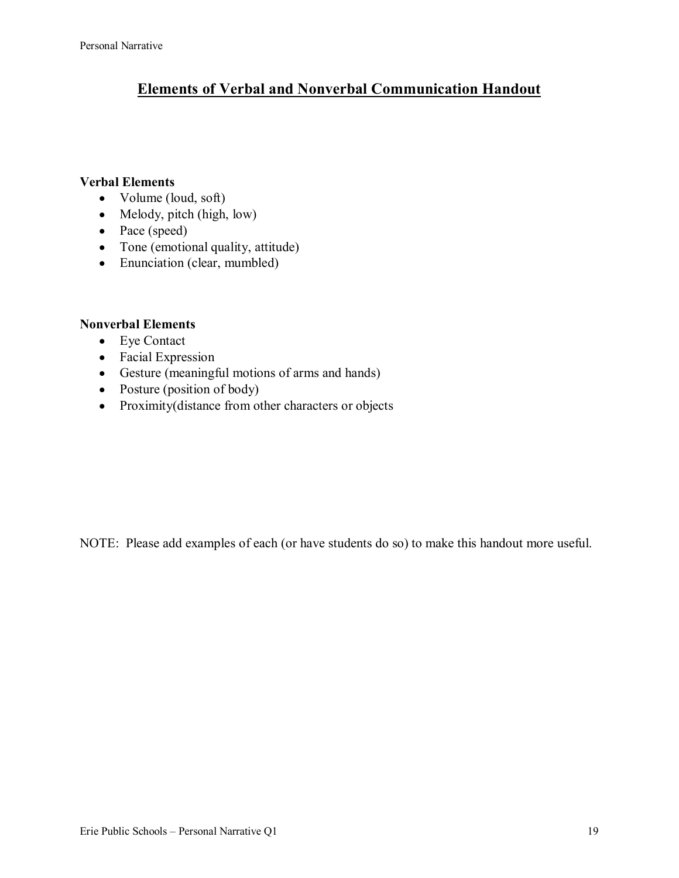## Elements of Verbal and Nonverbal Communication Handout

**Verbal Elements**

- Volume (loud, soft)
- Melody, pitch (high, low)
- Pace (speed)
- Tone (emotional quality, attitude)
- Enunciation (clear, mumbled)

**Nonverbal Elements**

- Eye Contact
- Facial Expression
- Gesture (meaningful motions of arms and hands)
- Posture (position of body)
- Proximity(distance from other characters or objects

NOTE: Please add examples of each (or have students do so) to make this handout more useful.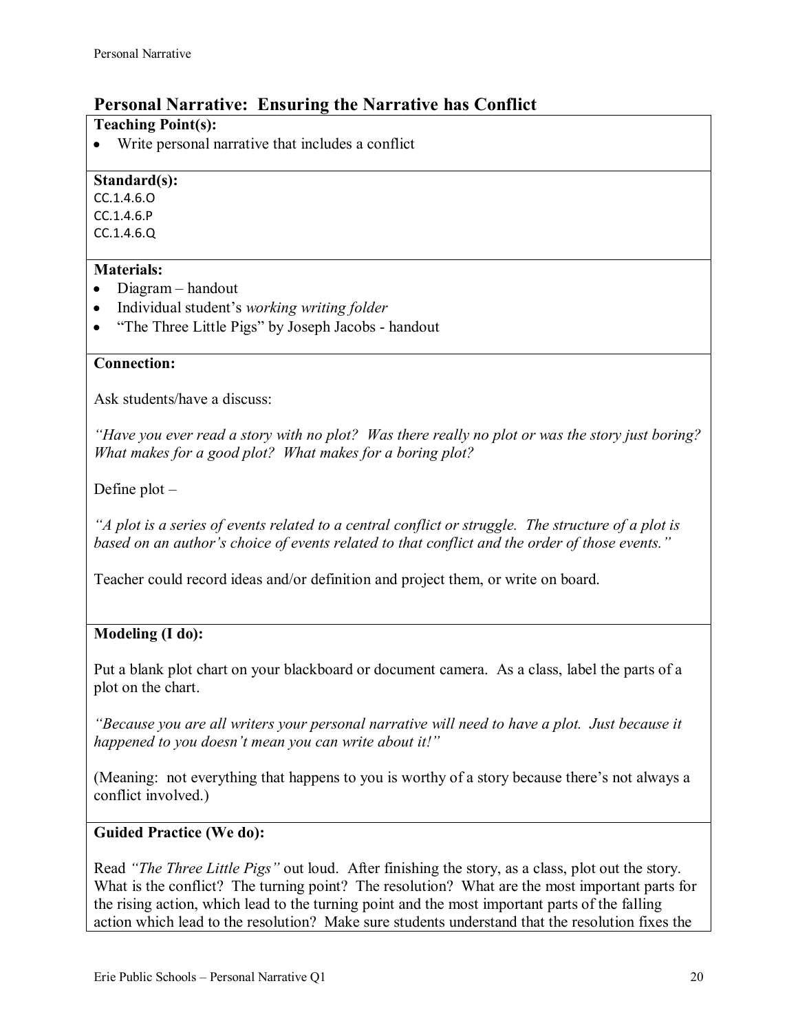## Personal Narrative: Ensuring the Narrative has Conflict

**Teaching Point(s):**

- Write personal narrative that includes a conflict

**Standard(s):**

CC.1.4.6.O
CC.1.4.6.P
CC.1.4.6.Q

**Materials:**

- Diagram – handout
- Individual student's *working writing folder*
- "The Three Little Pigs" by Joseph Jacobs - handout

**Connection:**

Ask students/have a discuss:

*"Have you ever read a story with no plot? Was there really no plot or was the story just boring? What makes for a good plot? What makes for a boring plot?*

Define plot –

*"A plot is a series of events related to a central conflict or struggle. The structure of a plot is based on an author's choice of events related to that conflict and the order of those events."*

Teacher could record ideas and/or definition and project them, or write on board.

**Modeling (I do):**

Put a blank plot chart on your blackboard or document camera. As a class, label the parts of a plot on the chart.

*"Because you are all writers your personal narrative will need to have a plot. Just because it happened to you doesn't mean you can write about it!"*

(Meaning: not everything that happens to you is worthy of a story because there's not always a conflict involved.)

**Guided Practice (We do):**

Read *"The Three Little Pigs"* out loud. After finishing the story, as a class, plot out the story. What is the conflict? The turning point? The resolution? What are the most important parts for the rising action, which lead to the turning point and the most important parts of the falling action which lead to the resolution? Make sure students understand that the resolution fixes the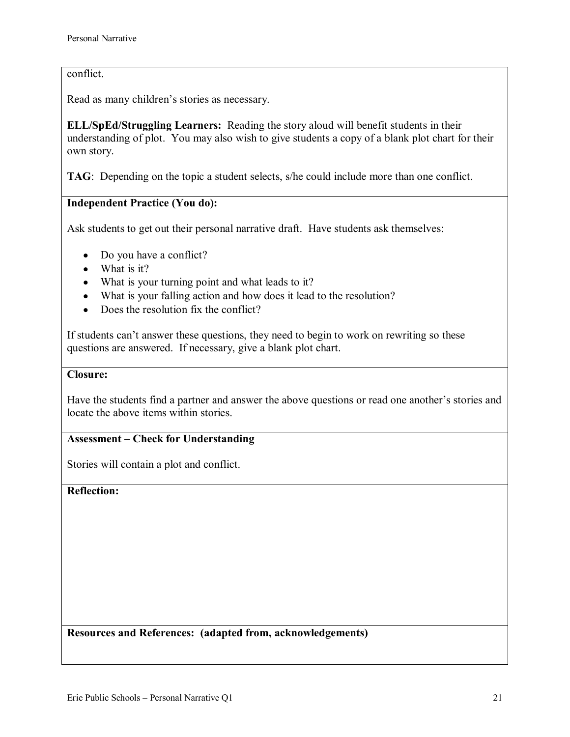conflict.

Read as many children's stories as necessary.

**ELL/SpEd/Struggling Learners:** Reading the story aloud will benefit students in their understanding of plot. You may also wish to give students a copy of a blank plot chart for their own story.

**TAG**: Depending on the topic a student selects, s/he could include more than one conflict.

**Independent Practice (You do):**

Ask students to get out their personal narrative draft. Have students ask themselves:

- Do you have a conflict?
- What is it?
- What is your turning point and what leads to it?
- What is your falling action and how does it lead to the resolution?
- Does the resolution fix the conflict?

If students can't answer these questions, they need to begin to work on rewriting so these questions are answered. If necessary, give a blank plot chart.

**Closure:**

Have the students find a partner and answer the above questions or read one another's stories and locate the above items within stories.

**Assessment – Check for Understanding**

Stories will contain a plot and conflict.

**Reflection:**

**Resources and References: (adapted from, acknowledgements)**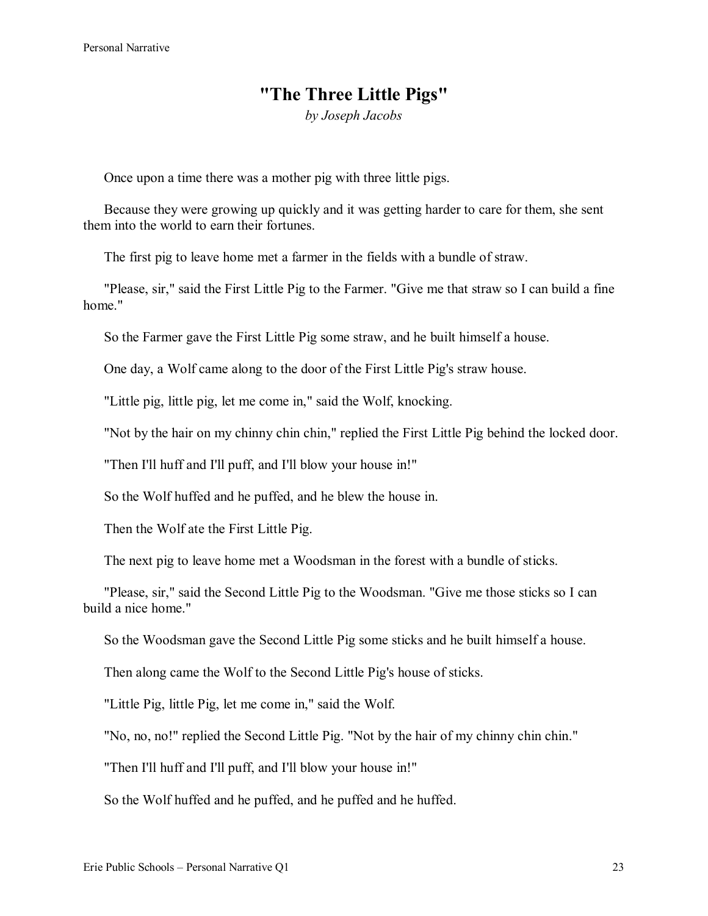# "The Three Little Pigs"

*by Joseph Jacobs*

Once upon a time there was a mother pig with three little pigs.

Because they were growing up quickly and it was getting harder to care for them, she sent them into the world to earn their fortunes.

The first pig to leave home met a farmer in the fields with a bundle of straw.

"Please, sir," said the First Little Pig to the Farmer. "Give me that straw so I can build a fine home."

So the Farmer gave the First Little Pig some straw, and he built himself a house.

One day, a Wolf came along to the door of the First Little Pig's straw house.

"Little pig, little pig, let me come in," said the Wolf, knocking.

"Not by the hair on my chinny chin chin," replied the First Little Pig behind the locked door.

"Then I'll huff and I'll puff, and I'll blow your house in!"

So the Wolf huffed and he puffed, and he blew the house in.

Then the Wolf ate the First Little Pig.

The next pig to leave home met a Woodsman in the forest with a bundle of sticks.

"Please, sir," said the Second Little Pig to the Woodsman. "Give me those sticks so I can build a nice home."

So the Woodsman gave the Second Little Pig some sticks and he built himself a house.

Then along came the Wolf to the Second Little Pig's house of sticks.

"Little Pig, little Pig, let me come in," said the Wolf.

"No, no, no!" replied the Second Little Pig. "Not by the hair of my chinny chin chin."

"Then I'll huff and I'll puff, and I'll blow your house in!"

So the Wolf huffed and he puffed, and he puffed and he huffed.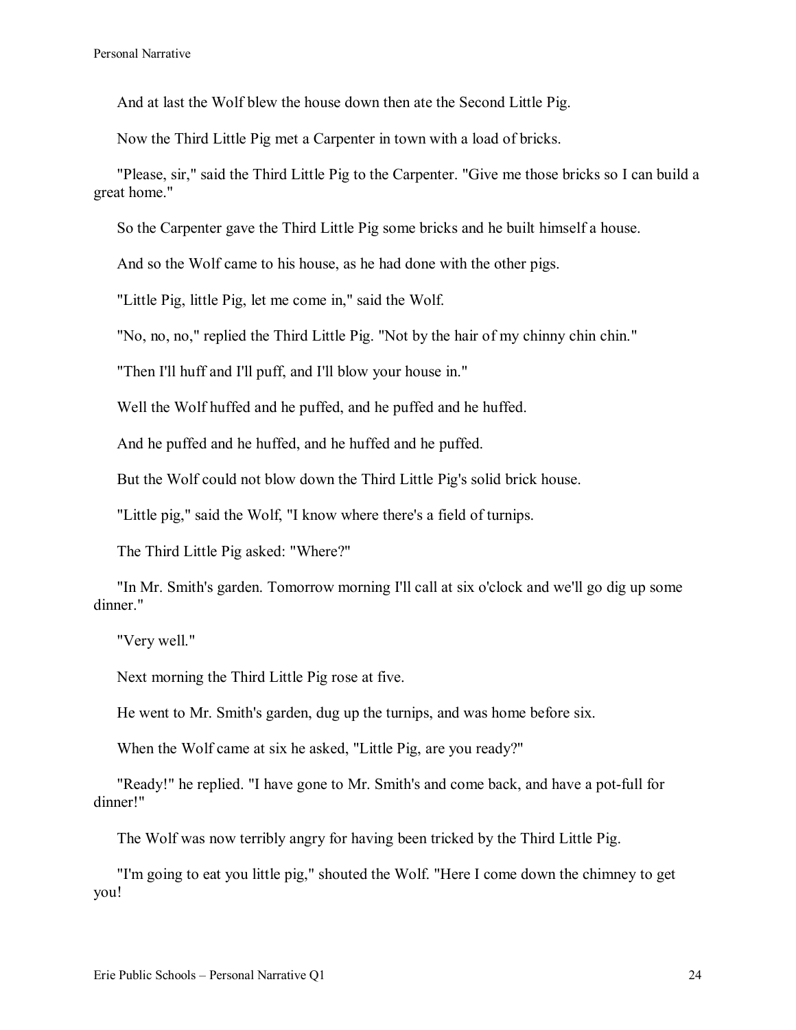And at last the Wolf blew the house down then ate the Second Little Pig.

Now the Third Little Pig met a Carpenter in town with a load of bricks.

"Please, sir," said the Third Little Pig to the Carpenter. "Give me those bricks so I can build a great home."

So the Carpenter gave the Third Little Pig some bricks and he built himself a house.

And so the Wolf came to his house, as he had done with the other pigs.

"Little Pig, little Pig, let me come in," said the Wolf.

"No, no, no," replied the Third Little Pig. "Not by the hair of my chinny chin chin."

"Then I'll huff and I'll puff, and I'll blow your house in."

Well the Wolf huffed and he puffed, and he puffed and he huffed.

And he puffed and he huffed, and he huffed and he puffed.

But the Wolf could not blow down the Third Little Pig's solid brick house.

"Little pig," said the Wolf, "I know where there's a field of turnips.

The Third Little Pig asked: "Where?"

"In Mr. Smith's garden. Tomorrow morning I'll call at six o'clock and we'll go dig up some dinner."

"Very well."

Next morning the Third Little Pig rose at five.

He went to Mr. Smith's garden, dug up the turnips, and was home before six.

When the Wolf came at six he asked, "Little Pig, are you ready?"

"Ready!" he replied. "I have gone to Mr. Smith's and come back, and have a pot-full for dinner!"

The Wolf was now terribly angry for having been tricked by the Third Little Pig.

"I'm going to eat you little pig," shouted the Wolf. "Here I come down the chimney to get you!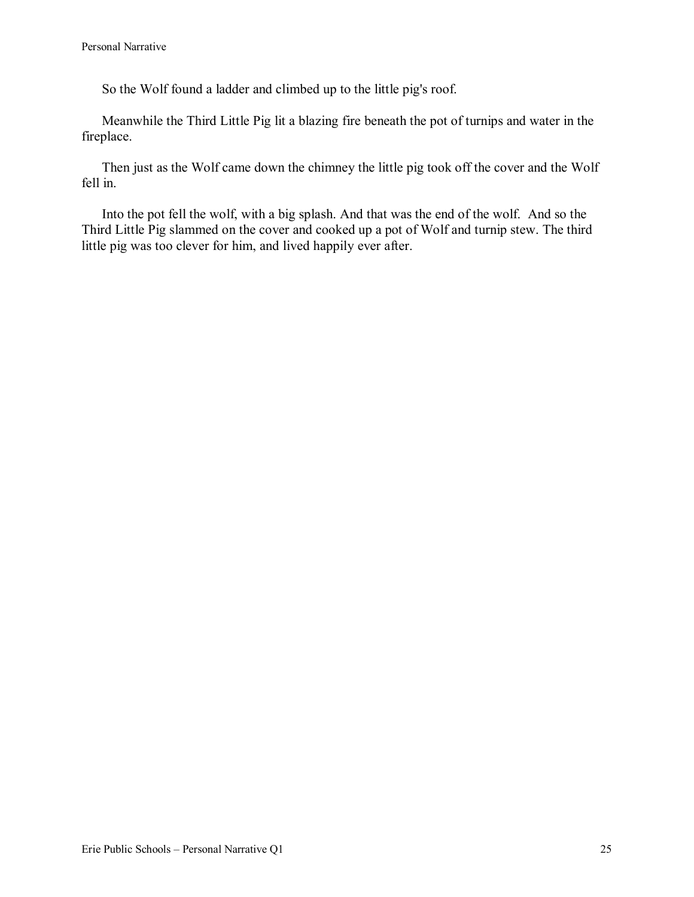So the Wolf found a ladder and climbed up to the little pig's roof.

Meanwhile the Third Little Pig lit a blazing fire beneath the pot of turnips and water in the fireplace.

Then just as the Wolf came down the chimney the little pig took off the cover and the Wolf fell in.

Into the pot fell the wolf, with a big splash. And that was the end of the wolf. And so the Third Little Pig slammed on the cover and cooked up a pot of Wolf and turnip stew. The third little pig was too clever for him, and lived happily ever after.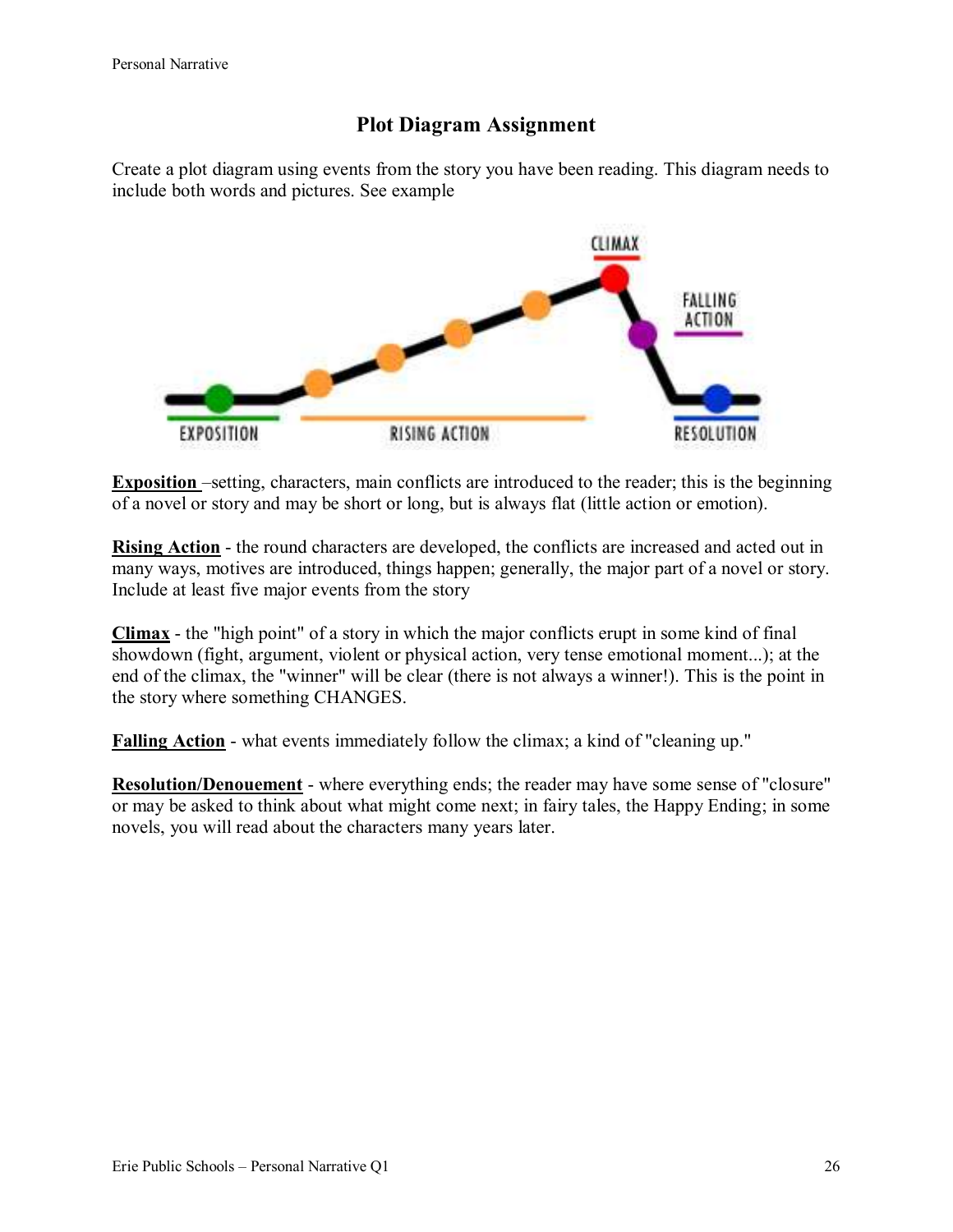## Plot Diagram Assignment

Create a plot diagram using events from the story you have been reading. This diagram needs to include both words and pictures. See example

**Exposition** –setting, characters, main conflicts are introduced to the reader; this is the beginning of a novel or story and may be short or long, but is always flat (little action or emotion).

**Rising Action** - the round characters are developed, the conflicts are increased and acted out in many ways, motives are introduced, things happen; generally, the major part of a novel or story. Include at least five major events from the story

**Climax** - the "high point" of a story in which the major conflicts erupt in some kind of final showdown (fight, argument, violent or physical action, very tense emotional moment...); at the end of the climax, the "winner" will be clear (there is not always a winner!). This is the point in the story where something CHANGES.

**Falling Action** - what events immediately follow the climax; a kind of "cleaning up."

**Resolution/Denouement** - where everything ends; the reader may have some sense of "closure" or may be asked to think about what might come next; in fairy tales, the Happy Ending; in some novels, you will read about the characters many years later.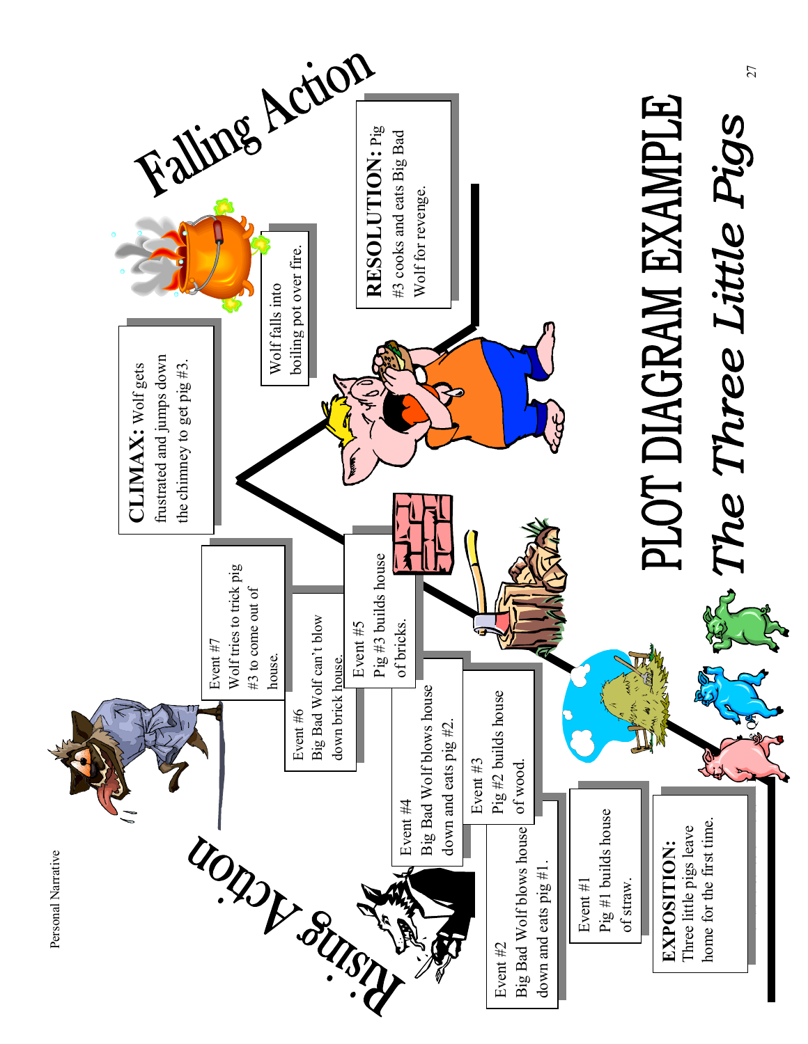# PLOT DIAGRAM EXAMPLE

## *The Three Little Pigs*

**Rising Action**

**EXPOSITION:** Three little pigs leave home for the first time.

Event #1
Pig #1 builds house of straw.

Event #2
Big Bad Wolf blows house down and eats pig #1.

Event #3
Pig #2 builds house of wood.

Event #4
Big Bad Wolf blows house down and eats pig #2.

Event #5
Pig #3 builds house of bricks.

Event #6
Big Bad Wolf can't blow down brick house.

Event #7
Wolf tries to trick pig #3 to come out of house.

**CLIMAX:** Wolf gets frustrated and jumps down the chimney to get pig #3.

**Falling Action**

Wolf falls into boiling pot over fire.

**RESOLUTION:** Pig #3 cooks and eats Big Bad Wolf for revenge.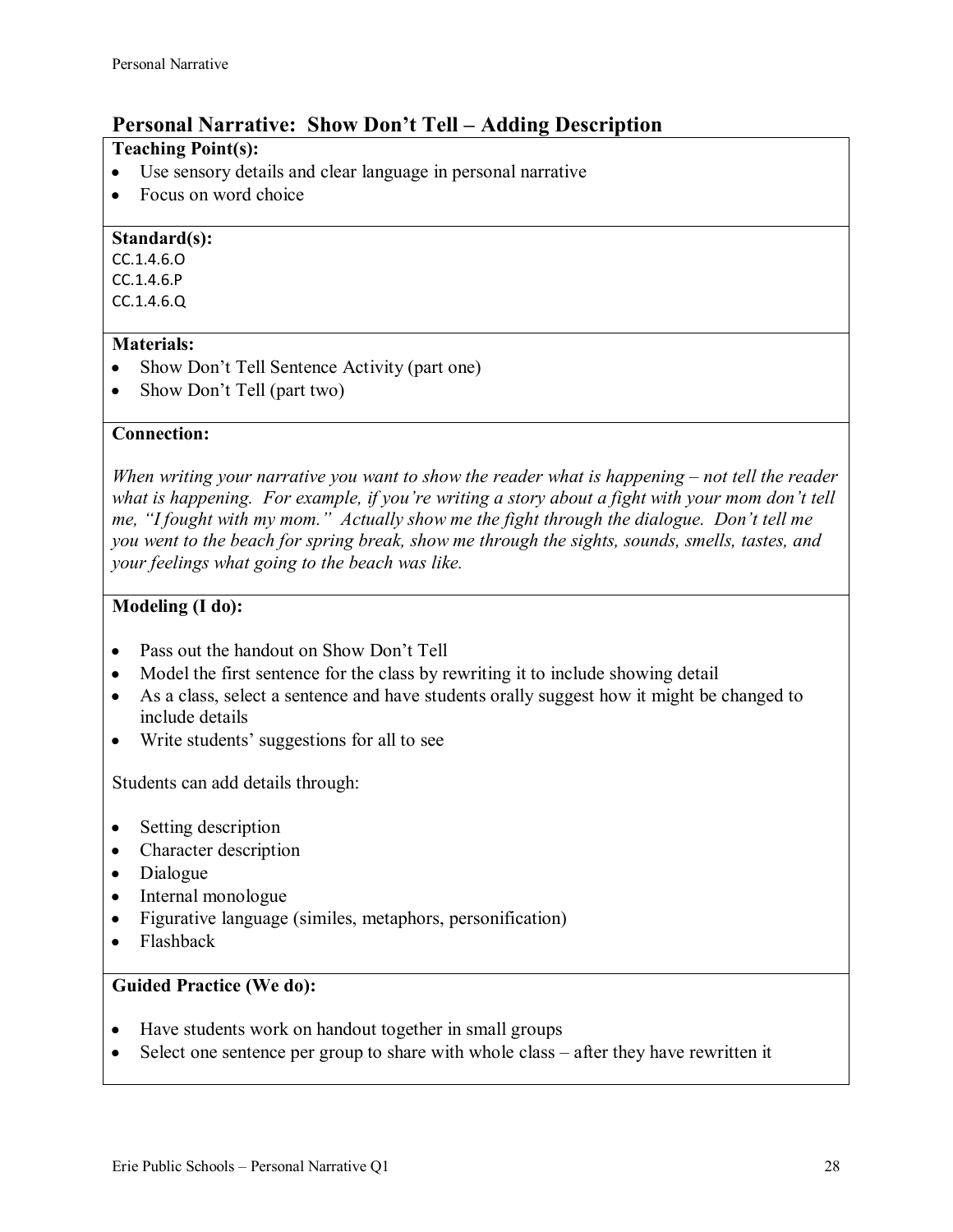## Personal Narrative: Show Don't Tell – Adding Description

**Teaching Point(s):**

- Use sensory details and clear language in personal narrative
- Focus on word choice

**Standard(s):**

CC.1.4.6.O
CC.1.4.6.P
CC.1.4.6.Q

**Materials:**

- Show Don't Tell Sentence Activity (part one)
- Show Don't Tell (part two)

**Connection:**

*When writing your narrative you want to show the reader what is happening – not tell the reader what is happening. For example, if you're writing a story about a fight with your mom don't tell me, "I fought with my mom." Actually show me the fight through the dialogue. Don't tell me you went to the beach for spring break, show me through the sights, sounds, smells, tastes, and your feelings what going to the beach was like.*

**Modeling (I do):**

- Pass out the handout on Show Don't Tell
- Model the first sentence for the class by rewriting it to include showing detail
- As a class, select a sentence and have students orally suggest how it might be changed to include details
- Write students' suggestions for all to see

Students can add details through:

- Setting description
- Character description
- Dialogue
- Internal monologue
- Figurative language (similes, metaphors, personification)
- Flashback

**Guided Practice (We do):**

- Have students work on handout together in small groups
- Select one sentence per group to share with whole class – after they have rewritten it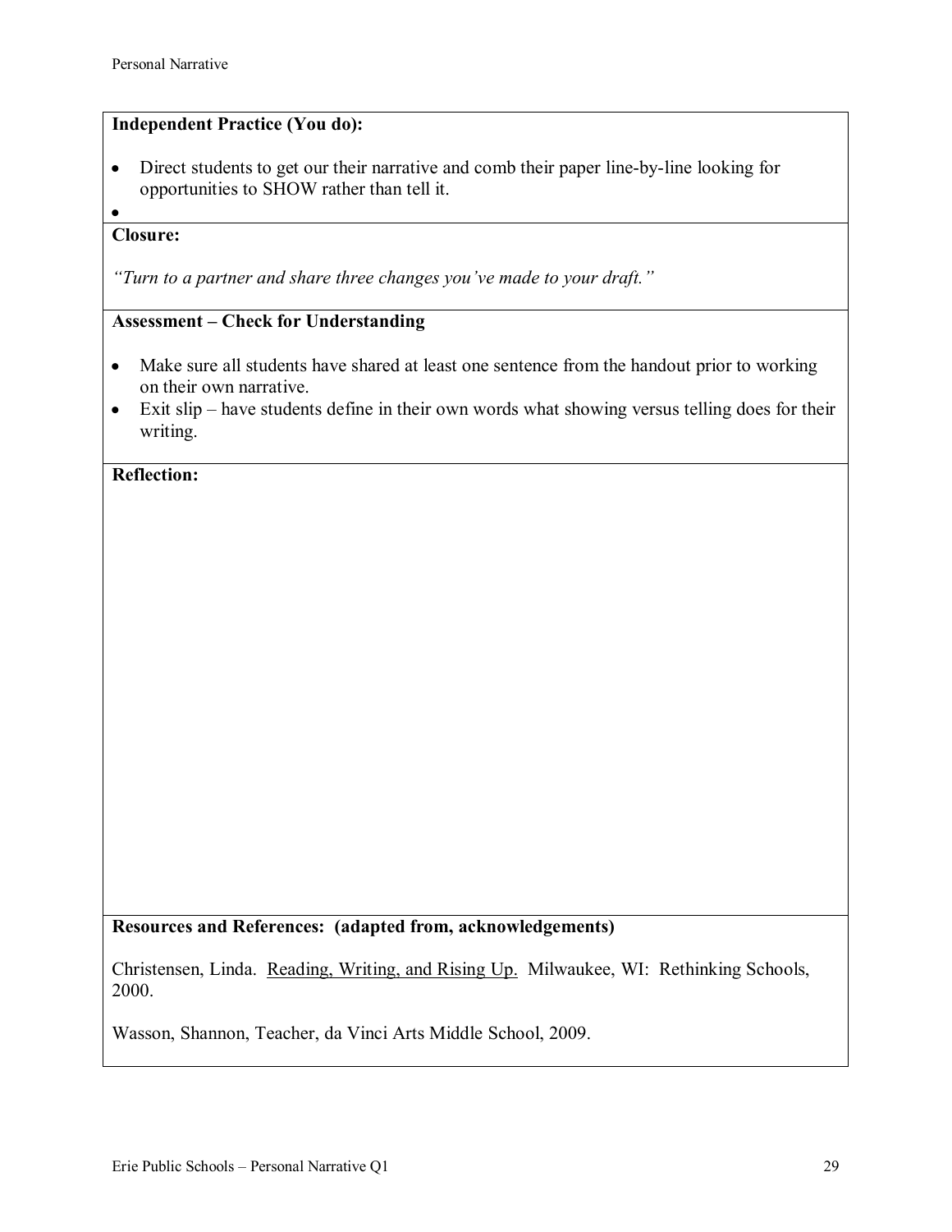**Independent Practice (You do):**

- Direct students to get our their narrative and comb their paper line-by-line looking for opportunities to SHOW rather than tell it.
-

**Closure:**

*"Turn to a partner and share three changes you've made to your draft."*

**Assessment – Check for Understanding**

- Make sure all students have shared at least one sentence from the handout prior to working on their own narrative.
- Exit slip – have students define in their own words what showing versus telling does for their writing.

**Reflection:**

**Resources and References: (adapted from, acknowledgements)**

Christensen, Linda. Reading, Writing, and Rising Up. Milwaukee, WI: Rethinking Schools, 2000.

Wasson, Shannon, Teacher, da Vinci Arts Middle School, 2009.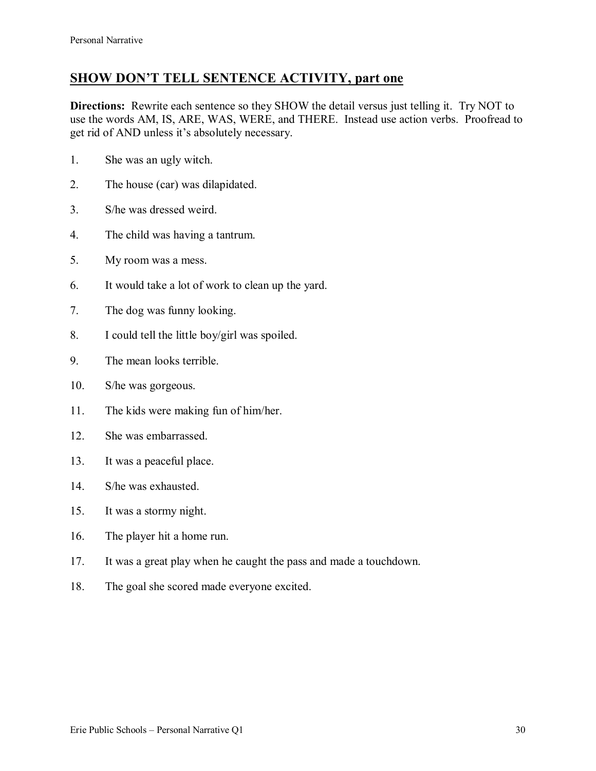## SHOW DON'T TELL SENTENCE ACTIVITY, part one

**Directions:** Rewrite each sentence so they SHOW the detail versus just telling it. Try NOT to use the words AM, IS, ARE, WAS, WERE, and THERE. Instead use action verbs. Proofread to get rid of AND unless it's absolutely necessary.

1. She was an ugly witch.
2. The house (car) was dilapidated.
3. S/he was dressed weird.
4. The child was having a tantrum.
5. My room was a mess.
6. It would take a lot of work to clean up the yard.
7. The dog was funny looking.
8. I could tell the little boy/girl was spoiled.
9. The mean looks terrible.
10. S/he was gorgeous.
11. The kids were making fun of him/her.
12. She was embarrassed.
13. It was a peaceful place.
14. S/he was exhausted.
15. It was a stormy night.
16. The player hit a home run.
17. It was a great play when he caught the pass and made a touchdown.
18. The goal she scored made everyone excited.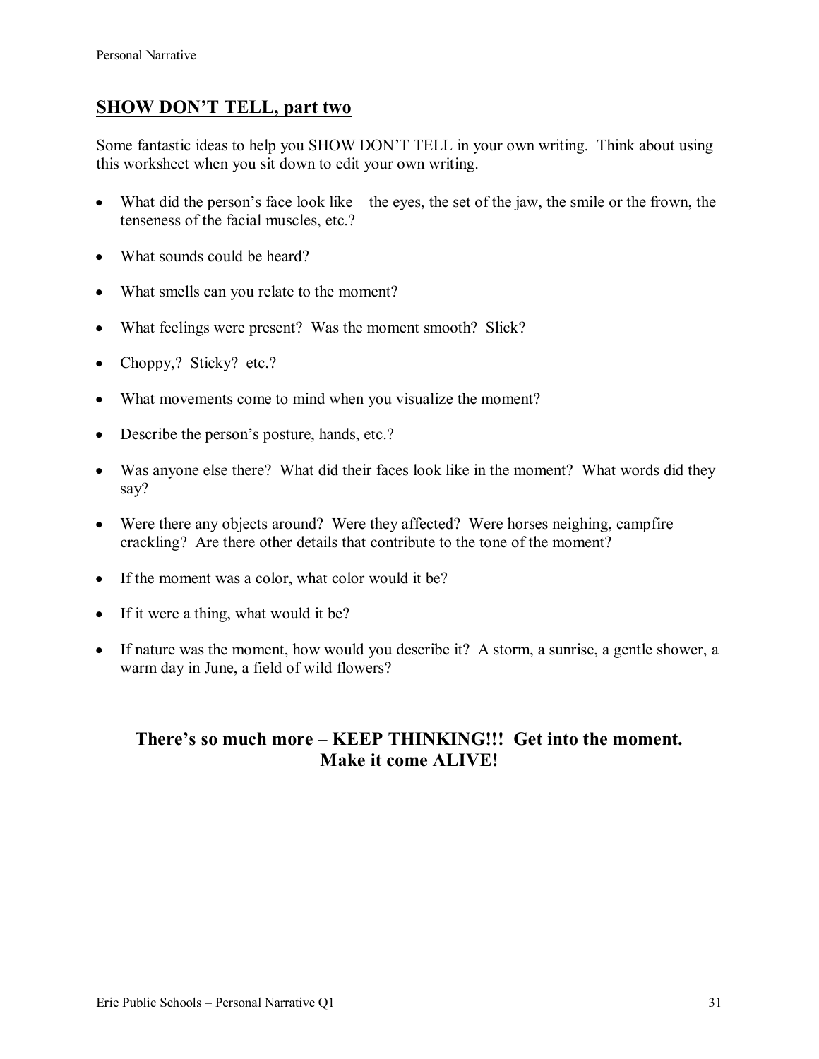## SHOW DON'T TELL, part two

Some fantastic ideas to help you SHOW DON'T TELL in your own writing. Think about using this worksheet when you sit down to edit your own writing.

- What did the person's face look like – the eyes, the set of the jaw, the smile or the frown, the tenseness of the facial muscles, etc.?
- What sounds could be heard?
- What smells can you relate to the moment?
- What feelings were present? Was the moment smooth? Slick?
- Choppy,? Sticky? etc.?
- What movements come to mind when you visualize the moment?
- Describe the person's posture, hands, etc.?
- Was anyone else there? What did their faces look like in the moment? What words did they say?
- Were there any objects around? Were they affected? Were horses neighing, campfire crackling? Are there other details that contribute to the tone of the moment?
- If the moment was a color, what color would it be?
- If it were a thing, what would it be?
- If nature was the moment, how would you describe it? A storm, a sunrise, a gentle shower, a warm day in June, a field of wild flowers?

**There's so much more – KEEP THINKING!!! Get into the moment. Make it come ALIVE!**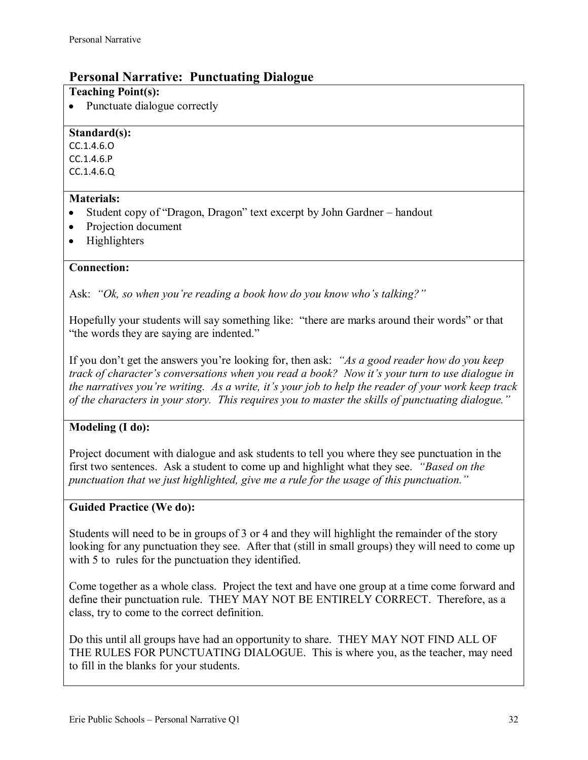## Personal Narrative: Punctuating Dialogue

**Teaching Point(s):**

- Punctuate dialogue correctly

**Standard(s):**

CC.1.4.6.O
CC.1.4.6.P
CC.1.4.6.Q

**Materials:**

- Student copy of "Dragon, Dragon" text excerpt by John Gardner – handout
- Projection document
- Highlighters

**Connection:**

Ask: *"Ok, so when you're reading a book how do you know who's talking?"*

Hopefully your students will say something like: "there are marks around their words" or that "the words they are saying are indented."

If you don't get the answers you're looking for, then ask: *"As a good reader how do you keep track of character's conversations when you read a book? Now it's your turn to use dialogue in the narratives you're writing. As a write, it's your job to help the reader of your work keep track of the characters in your story. This requires you to master the skills of punctuating dialogue."*

**Modeling (I do):**

Project document with dialogue and ask students to tell you where they see punctuation in the first two sentences. Ask a student to come up and highlight what they see. *"Based on the punctuation that we just highlighted, give me a rule for the usage of this punctuation."*

**Guided Practice (We do):**

Students will need to be in groups of 3 or 4 and they will highlight the remainder of the story looking for any punctuation they see. After that (still in small groups) they will need to come up with 5 to rules for the punctuation they identified.

Come together as a whole class. Project the text and have one group at a time come forward and define their punctuation rule. THEY MAY NOT BE ENTIRELY CORRECT. Therefore, as a class, try to come to the correct definition.

Do this until all groups have had an opportunity to share. THEY MAY NOT FIND ALL OF THE RULES FOR PUNCTUATING DIALOGUE. This is where you, as the teacher, may need to fill in the blanks for your students.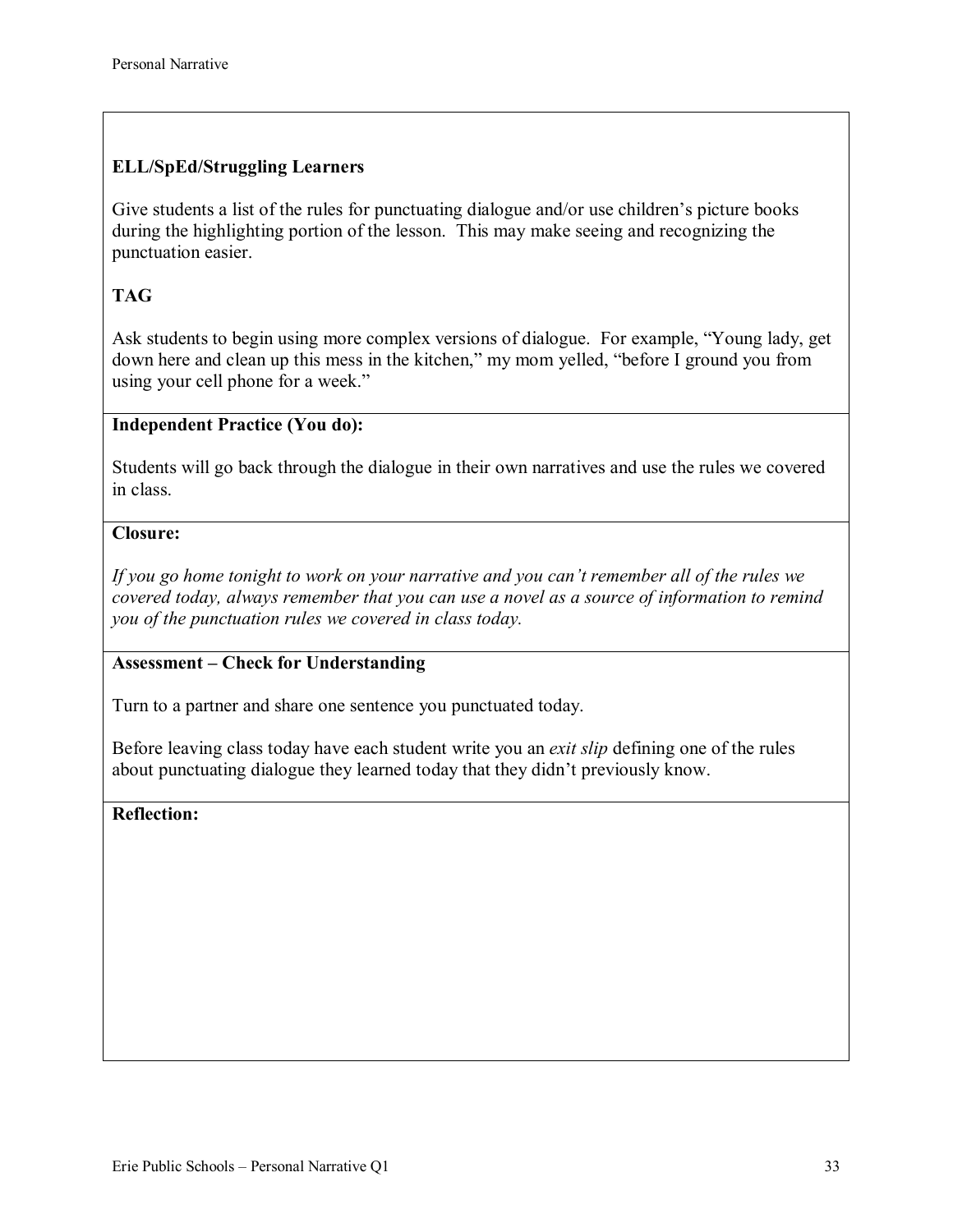**ELL/SpEd/Struggling Learners**

Give students a list of the rules for punctuating dialogue and/or use children's picture books during the highlighting portion of the lesson. This may make seeing and recognizing the punctuation easier.

**TAG**

Ask students to begin using more complex versions of dialogue. For example, "Young lady, get down here and clean up this mess in the kitchen," my mom yelled, "before I ground you from using your cell phone for a week."

**Independent Practice (You do):**

Students will go back through the dialogue in their own narratives and use the rules we covered in class.

**Closure:**

*If you go home tonight to work on your narrative and you can't remember all of the rules we covered today, always remember that you can use a novel as a source of information to remind you of the punctuation rules we covered in class today.*

**Assessment – Check for Understanding**

Turn to a partner and share one sentence you punctuated today.

Before leaving class today have each student write you an *exit slip* defining one of the rules about punctuating dialogue they learned today that they didn't previously know.

**Reflection:**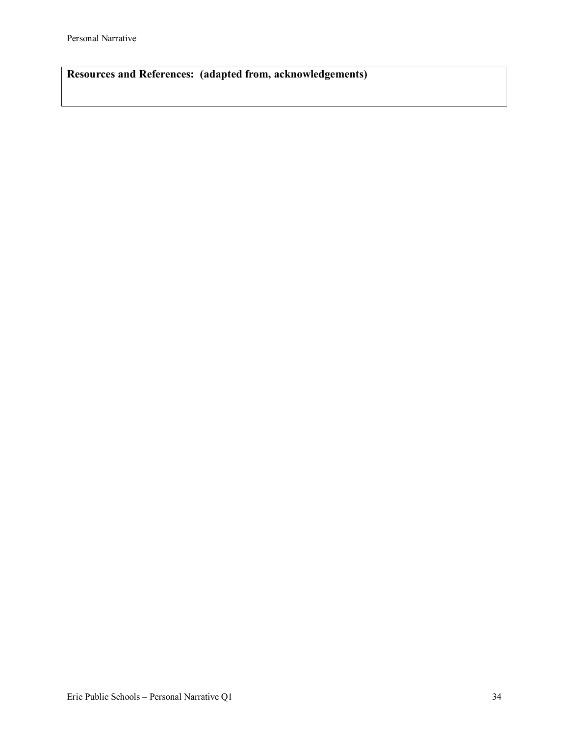**Resources and References: (adapted from, acknowledgements)**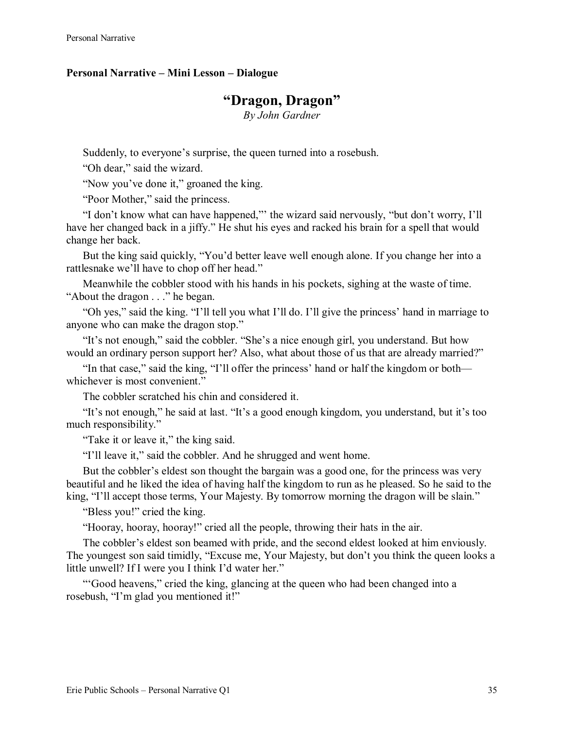**Personal Narrative – Mini Lesson – Dialogue**

# "Dragon, Dragon"

*By John Gardner*

Suddenly, to everyone's surprise, the queen turned into a rosebush.

"Oh dear," said the wizard.

"Now you've done it," groaned the king.

"Poor Mother," said the princess.

"I don't know what can have happened,"' the wizard said nervously, "but don't worry, I'll have her changed back in a jiffy." He shut his eyes and racked his brain for a spell that would change her back.

But the king said quickly, "You'd better leave well enough alone. If you change her into a rattlesnake we'll have to chop off her head."

Meanwhile the cobbler stood with his hands in his pockets, sighing at the waste of time. "About the dragon . . ." he began.

"Oh yes," said the king. "I'll tell you what I'll do. I'll give the princess' hand in marriage to anyone who can make the dragon stop."

"It's not enough," said the cobbler. "She's a nice enough girl, you understand. But how would an ordinary person support her? Also, what about those of us that are already married?"

"In that case," said the king, "I'll offer the princess' hand or half the kingdom or both—whichever is most convenient."

The cobbler scratched his chin and considered it.

"It's not enough," he said at last. "It's a good enough kingdom, you understand, but it's too much responsibility."

"Take it or leave it," the king said.

"I'll leave it," said the cobbler. And he shrugged and went home.

But the cobbler's eldest son thought the bargain was a good one, for the princess was very beautiful and he liked the idea of having half the kingdom to run as he pleased. So he said to the king, "I'll accept those terms, Your Majesty. By tomorrow morning the dragon will be slain."

"Bless you!" cried the king.

"Hooray, hooray, hooray!" cried all the people, throwing their hats in the air.

The cobbler's eldest son beamed with pride, and the second eldest looked at him enviously. The youngest son said timidly, "Excuse me, Your Majesty, but don't you think the queen looks a little unwell? If I were you I think I'd water her."

"'Good heavens," cried the king, glancing at the queen who had been changed into a rosebush, "I'm glad you mentioned it!"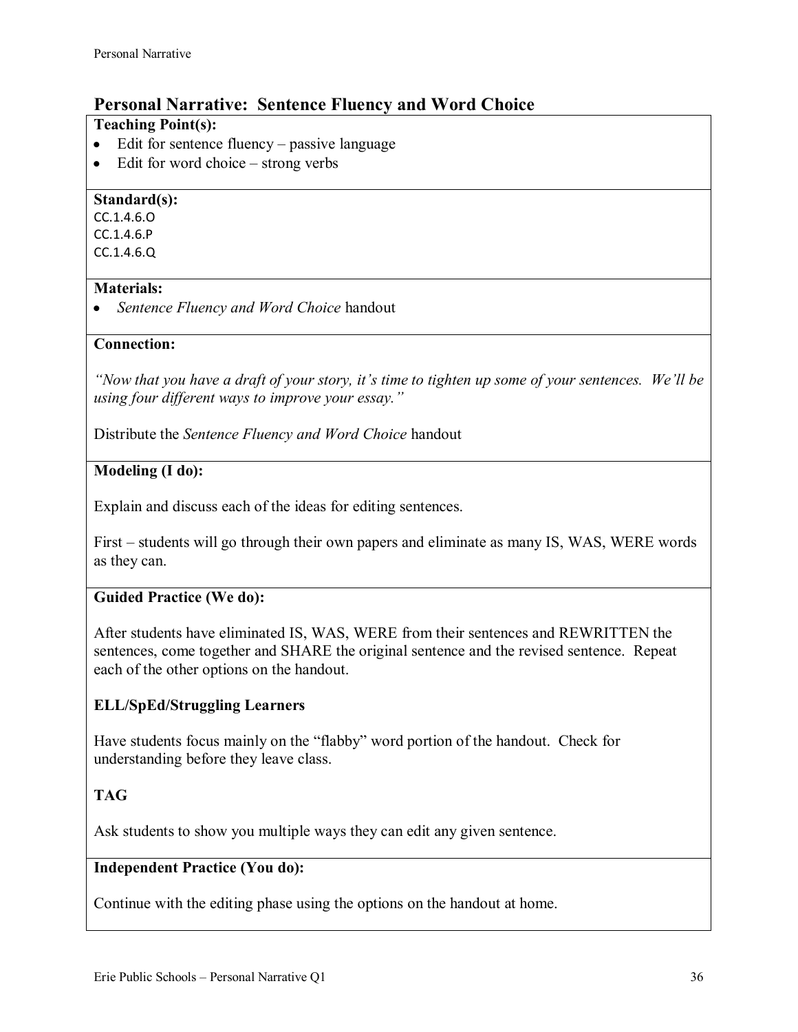## Personal Narrative: Sentence Fluency and Word Choice

**Teaching Point(s):**

- Edit for sentence fluency – passive language
- Edit for word choice – strong verbs

**Standard(s):**

CC.1.4.6.O
CC.1.4.6.P
CC.1.4.6.Q

**Materials:**

- *Sentence Fluency and Word Choice* handout

**Connection:**

*"Now that you have a draft of your story, it's time to tighten up some of your sentences. We'll be using four different ways to improve your essay."*

Distribute the *Sentence Fluency and Word Choice* handout

**Modeling (I do):**

Explain and discuss each of the ideas for editing sentences.

First – students will go through their own papers and eliminate as many IS, WAS, WERE words as they can.

**Guided Practice (We do):**

After students have eliminated IS, WAS, WERE from their sentences and REWRITTEN the sentences, come together and SHARE the original sentence and the revised sentence. Repeat each of the other options on the handout.

**ELL/SpEd/Struggling Learners**

Have students focus mainly on the "flabby" word portion of the handout. Check for understanding before they leave class.

**TAG**

Ask students to show you multiple ways they can edit any given sentence.

**Independent Practice (You do):**

Continue with the editing phase using the options on the handout at home.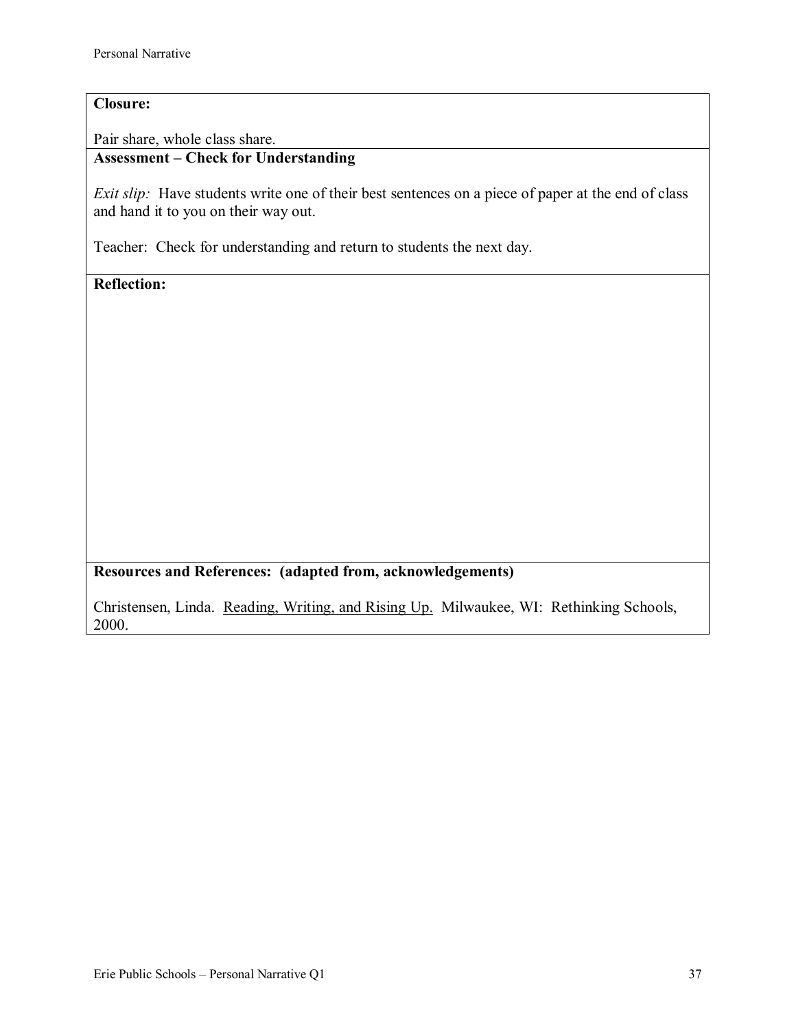**Closure:**

Pair share, whole class share.

**Assessment – Check for Understanding**

*Exit slip:* Have students write one of their best sentences on a piece of paper at the end of class and hand it to you on their way out.

Teacher: Check for understanding and return to students the next day.

**Reflection:**

**Resources and References: (adapted from, acknowledgements)**

Christensen, Linda. <u>Reading, Writing, and Rising Up.</u> Milwaukee, WI: Rethinking Schools, 2000.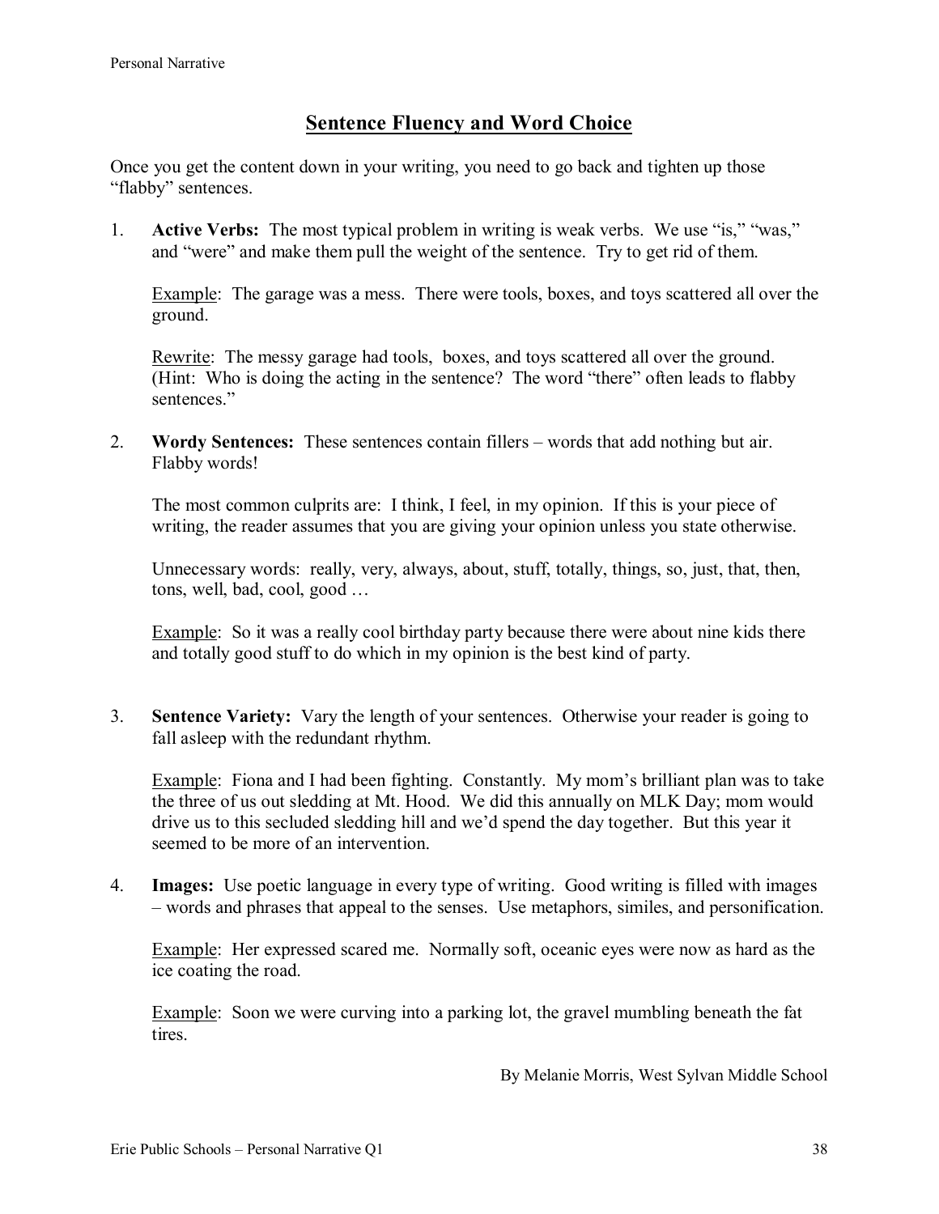## Sentence Fluency and Word Choice

Once you get the content down in your writing, you need to go back and tighten up those "flabby" sentences.

1. **Active Verbs:** The most typical problem in writing is weak verbs. We use "is," "was," and "were" and make them pull the weight of the sentence. Try to get rid of them.

   Example: The garage was a mess. There were tools, boxes, and toys scattered all over the ground.

   Rewrite: The messy garage had tools, boxes, and toys scattered all over the ground. (Hint: Who is doing the acting in the sentence? The word "there" often leads to flabby sentences."

2. **Wordy Sentences:** These sentences contain fillers – words that add nothing but air. Flabby words!

   The most common culprits are: I think, I feel, in my opinion. If this is your piece of writing, the reader assumes that you are giving your opinion unless you state otherwise.

   Unnecessary words: really, very, always, about, stuff, totally, things, so, just, that, then, tons, well, bad, cool, good …

   Example: So it was a really cool birthday party because there were about nine kids there and totally good stuff to do which in my opinion is the best kind of party.

3. **Sentence Variety:** Vary the length of your sentences. Otherwise your reader is going to fall asleep with the redundant rhythm.

   Example: Fiona and I had been fighting. Constantly. My mom's brilliant plan was to take the three of us out sledding at Mt. Hood. We did this annually on MLK Day; mom would drive us to this secluded sledding hill and we'd spend the day together. But this year it seemed to be more of an intervention.

4. **Images:** Use poetic language in every type of writing. Good writing is filled with images – words and phrases that appeal to the senses. Use metaphors, similes, and personification.

   Example: Her expressed scared me. Normally soft, oceanic eyes were now as hard as the ice coating the road.

   Example: Soon we were curving into a parking lot, the gravel mumbling beneath the fat tires.

By Melanie Morris, West Sylvan Middle School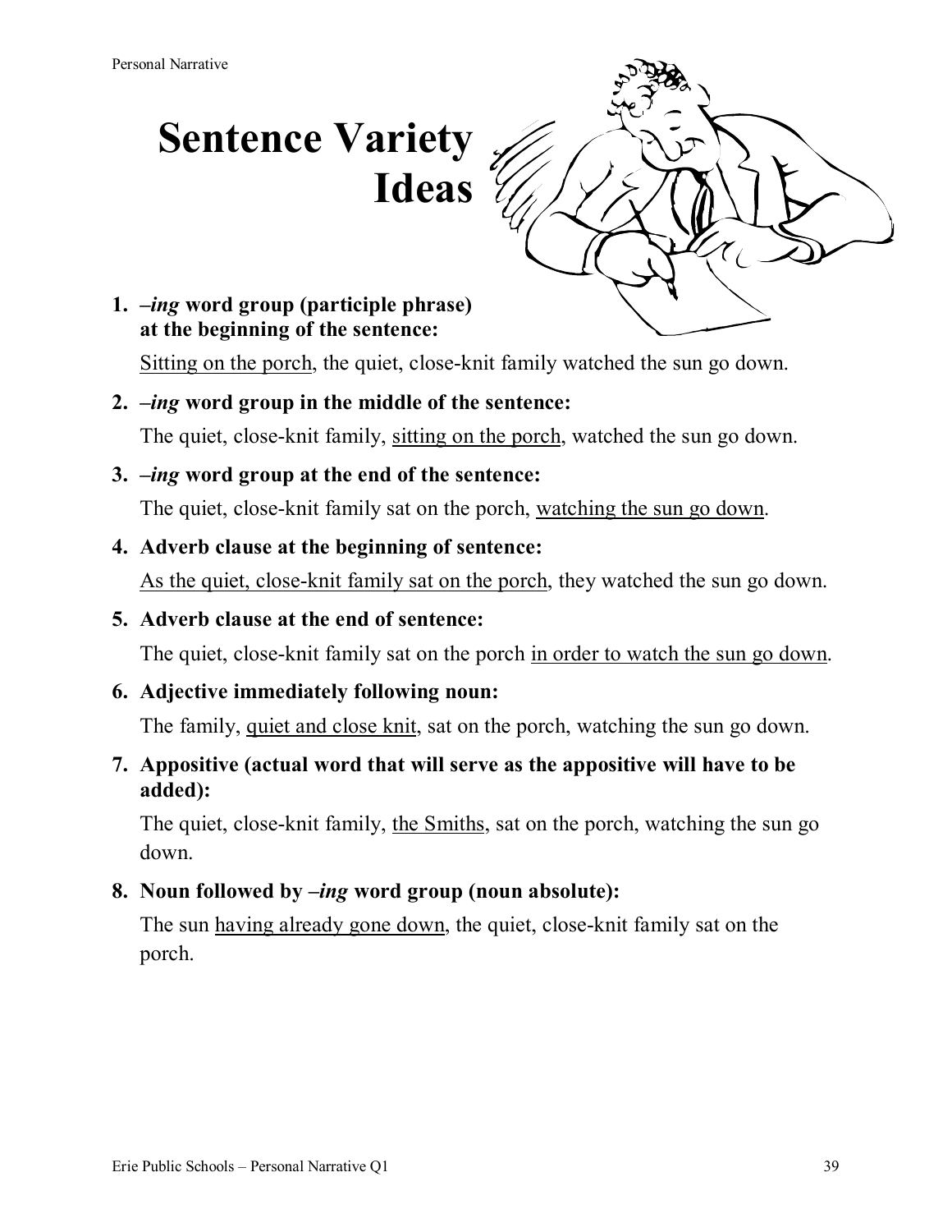# Sentence Variety Ideas

1. ***–ing* word group (participle phrase) at the beginning of the sentence:**

   <u>Sitting on the porch</u>, the quiet, close-knit family watched the sun go down.

2. ***–ing* word group in the middle of the sentence:**

   The quiet, close-knit family, <u>sitting on the porch</u>, watched the sun go down.

3. ***–ing* word group at the end of the sentence:**

   The quiet, close-knit family sat on the porch, <u>watching the sun go down</u>.

4. **Adverb clause at the beginning of sentence:**

   <u>As the quiet, close-knit family sat on the porch</u>, they watched the sun go down.

5. **Adverb clause at the end of sentence:**

   The quiet, close-knit family sat on the porch <u>in order to watch the sun go down</u>.

6. **Adjective immediately following noun:**

   The family, <u>quiet and close knit</u>, sat on the porch, watching the sun go down.

7. **Appositive (actual word that will serve as the appositive will have to be added):**

   The quiet, close-knit family, <u>the Smiths</u>, sat on the porch, watching the sun go down.

8. **Noun followed by *–ing* word group (noun absolute):**

   The sun <u>having already gone down</u>, the quiet, close-knit family sat on the porch.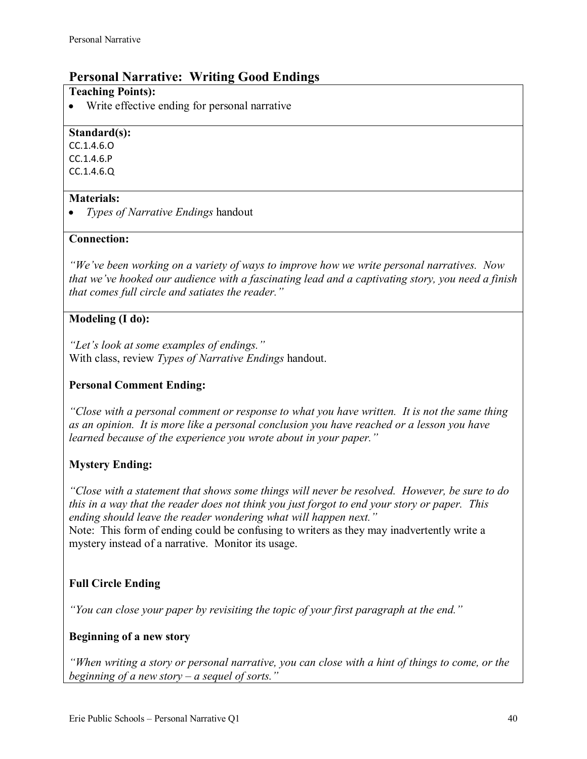## Personal Narrative: Writing Good Endings

**Teaching Points):**

- Write effective ending for personal narrative

**Standard(s):**

CC.1.4.6.O
CC.1.4.6.P
CC.1.4.6.Q

**Materials:**

- *Types of Narrative Endings* handout

**Connection:**

*"We've been working on a variety of ways to improve how we write personal narratives. Now that we've hooked our audience with a fascinating lead and a captivating story, you need a finish that comes full circle and satiates the reader."*

**Modeling (I do):**

*"Let's look at some examples of endings."*
With class, review *Types of Narrative Endings* handout.

**Personal Comment Ending:**

*"Close with a personal comment or response to what you have written. It is not the same thing as an opinion. It is more like a personal conclusion you have reached or a lesson you have learned because of the experience you wrote about in your paper."*

**Mystery Ending:**

*"Close with a statement that shows some things will never be resolved. However, be sure to do this in a way that the reader does not think you just forgot to end your story or paper. This ending should leave the reader wondering what will happen next."*
Note: This form of ending could be confusing to writers as they may inadvertently write a mystery instead of a narrative. Monitor its usage.

**Full Circle Ending**

*"You can close your paper by revisiting the topic of your first paragraph at the end."*

**Beginning of a new story**

*"When writing a story or personal narrative, you can close with a hint of things to come, or the beginning of a new story – a sequel of sorts."*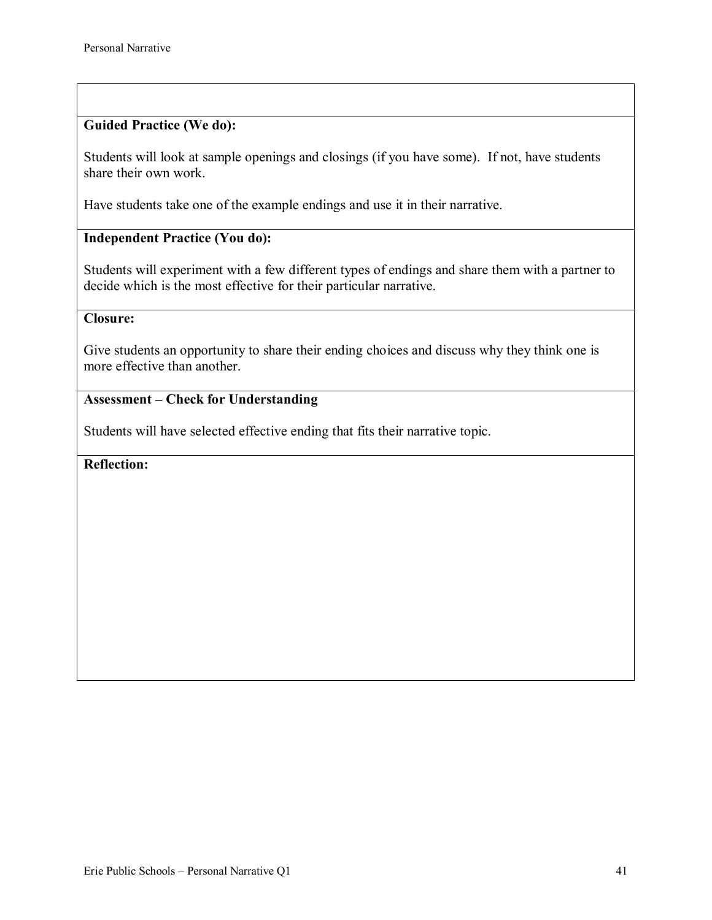**Guided Practice (We do):**

Students will look at sample openings and closings (if you have some). If not, have students share their own work.

Have students take one of the example endings and use it in their narrative.

**Independent Practice (You do):**

Students will experiment with a few different types of endings and share them with a partner to decide which is the most effective for their particular narrative.

**Closure:**

Give students an opportunity to share their ending choices and discuss why they think one is more effective than another.

**Assessment – Check for Understanding**

Students will have selected effective ending that fits their narrative topic.

**Reflection:**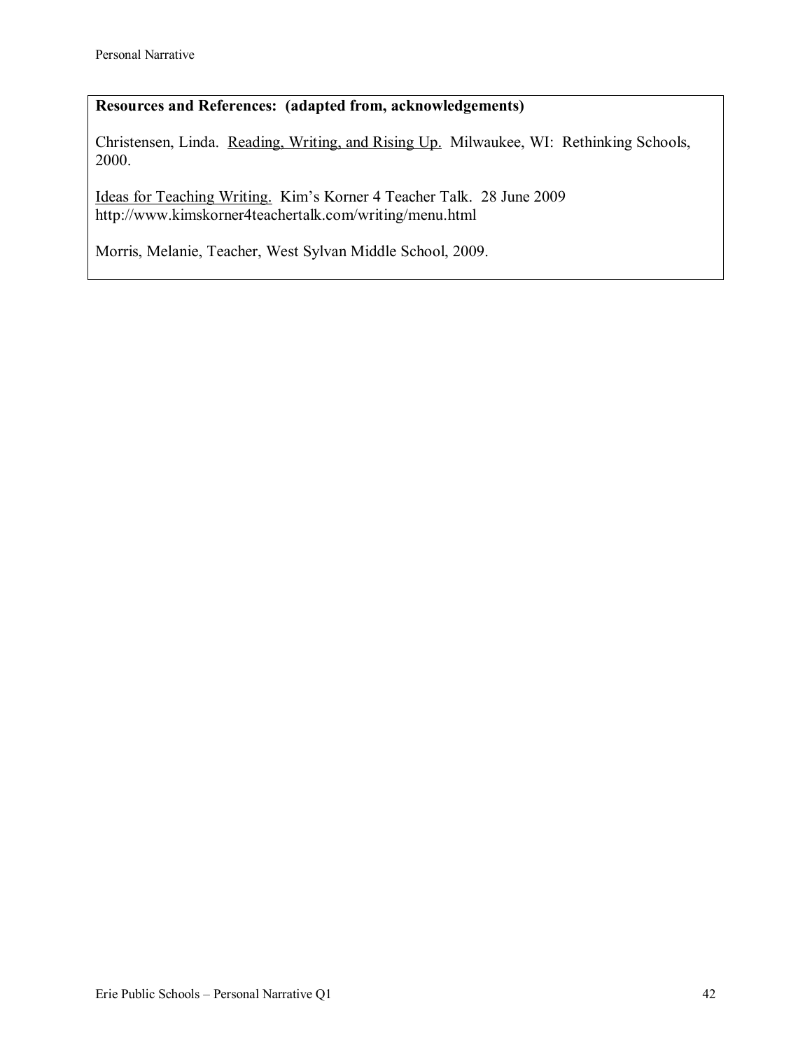**Resources and References: (adapted from, acknowledgements)**

Christensen, Linda. Reading, Writing, and Rising Up. Milwaukee, WI: Rethinking Schools, 2000.

Ideas for Teaching Writing. Kim's Korner 4 Teacher Talk. 28 June 2009
http://www.kimskorner4teachertalk.com/writing/menu.html

Morris, Melanie, Teacher, West Sylvan Middle School, 2009.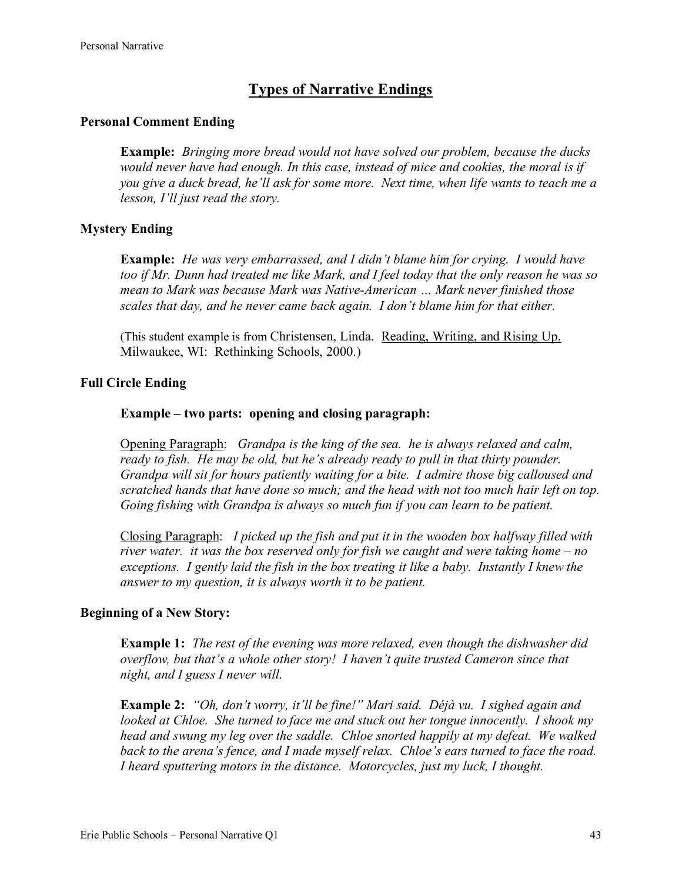## Types of Narrative Endings

### Personal Comment Ending

**Example:** *Bringing more bread would not have solved our problem, because the ducks would never have had enough. In this case, instead of mice and cookies, the moral is if you give a duck bread, he'll ask for some more. Next time, when life wants to teach me a lesson, I'll just read the story.*

### Mystery Ending

**Example:** *He was very embarrassed, and I didn't blame him for crying. I would have too if Mr. Dunn had treated me like Mark, and I feel today that the only reason he was so mean to Mark was because Mark was Native-American … Mark never finished those scales that day, and he never came back again. I don't blame him for that either.*

(This student example is from Christensen, Linda. Reading, Writing, and Rising Up. Milwaukee, WI: Rethinking Schools, 2000.)

### Full Circle Ending

**Example – two parts: opening and closing paragraph:**

Opening Paragraph: *Grandpa is the king of the sea. he is always relaxed and calm, ready to fish. He may be old, but he's already ready to pull in that thirty pounder. Grandpa will sit for hours patiently waiting for a bite. I admire those big calloused and scratched hands that have done so much; and the head with not too much hair left on top. Going fishing with Grandpa is always so much fun if you can learn to be patient.*

Closing Paragraph: *I picked up the fish and put it in the wooden box halfway filled with river water. it was the box reserved only for fish we caught and were taking home – no exceptions. I gently laid the fish in the box treating it like a baby. Instantly I knew the answer to my question, it is always worth it to be patient.*

### Beginning of a New Story:

**Example 1:** *The rest of the evening was more relaxed, even though the dishwasher did overflow, but that's a whole other story! I haven't quite trusted Cameron since that night, and I guess I never will.*

**Example 2:** *"Oh, don't worry, it'll be fine!" Mari said. Déjà vu. I sighed again and looked at Chloe. She turned to face me and stuck out her tongue innocently. I shook my head and swung my leg over the saddle. Chloe snorted happily at my defeat. We walked back to the arena's fence, and I made myself relax. Chloe's ears turned to face the road. I heard sputtering motors in the distance. Motorcycles, just my luck, I thought.*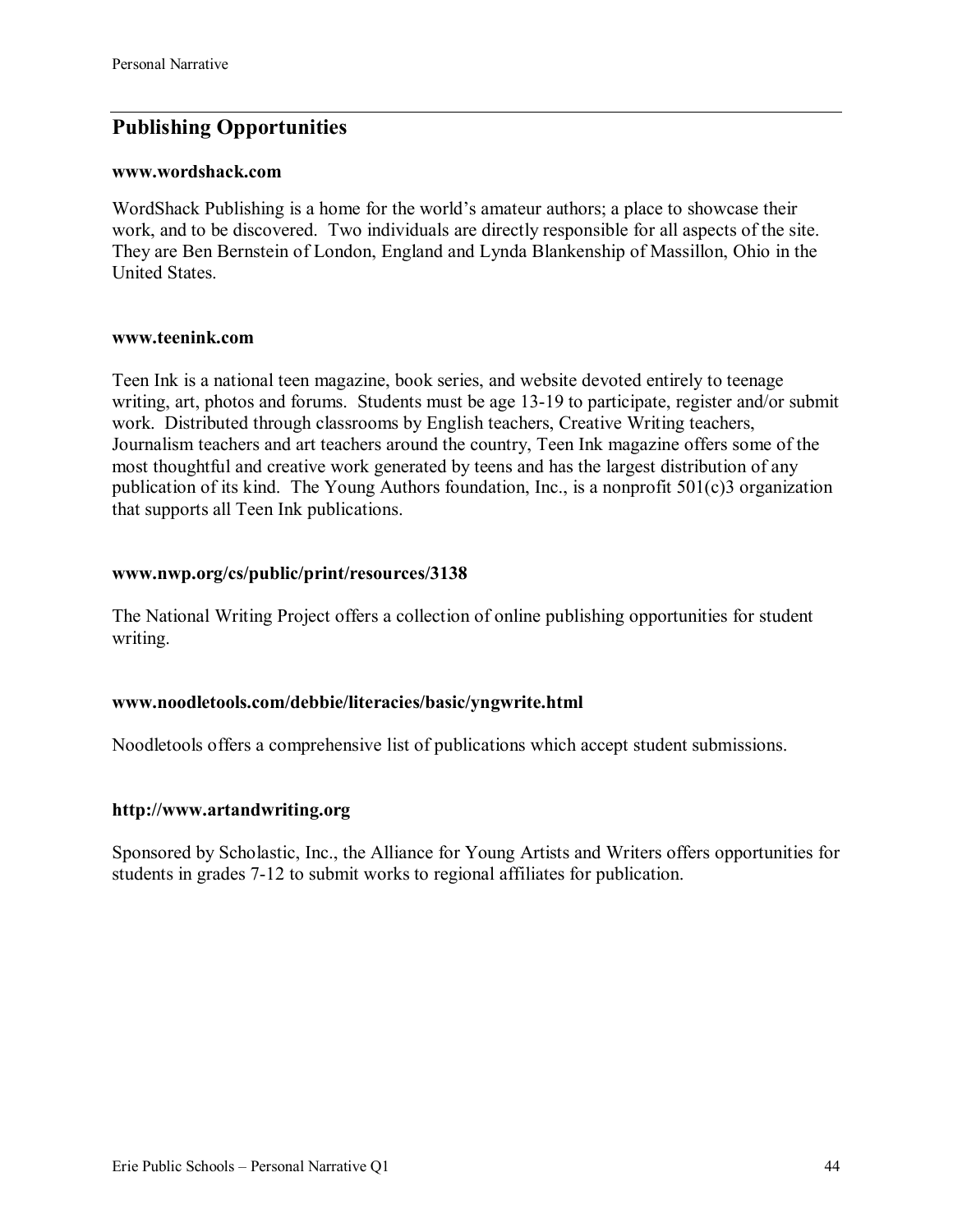## Publishing Opportunities

**www.wordshack.com**

WordShack Publishing is a home for the world's amateur authors; a place to showcase their work, and to be discovered. Two individuals are directly responsible for all aspects of the site. They are Ben Bernstein of London, England and Lynda Blankenship of Massillon, Ohio in the United States.

**www.teenink.com**

Teen Ink is a national teen magazine, book series, and website devoted entirely to teenage writing, art, photos and forums. Students must be age 13-19 to participate, register and/or submit work. Distributed through classrooms by English teachers, Creative Writing teachers, Journalism teachers and art teachers around the country, Teen Ink magazine offers some of the most thoughtful and creative work generated by teens and has the largest distribution of any publication of its kind. The Young Authors foundation, Inc., is a nonprofit 501(c)3 organization that supports all Teen Ink publications.

**www.nwp.org/cs/public/print/resources/3138**

The National Writing Project offers a collection of online publishing opportunities for student writing.

**www.noodletools.com/debbie/literacies/basic/yngwrite.html**

Noodletools offers a comprehensive list of publications which accept student submissions.

**http://www.artandwriting.org**

Sponsored by Scholastic, Inc., the Alliance for Young Artists and Writers offers opportunities for students in grades 7-12 to submit works to regional affiliates for publication.